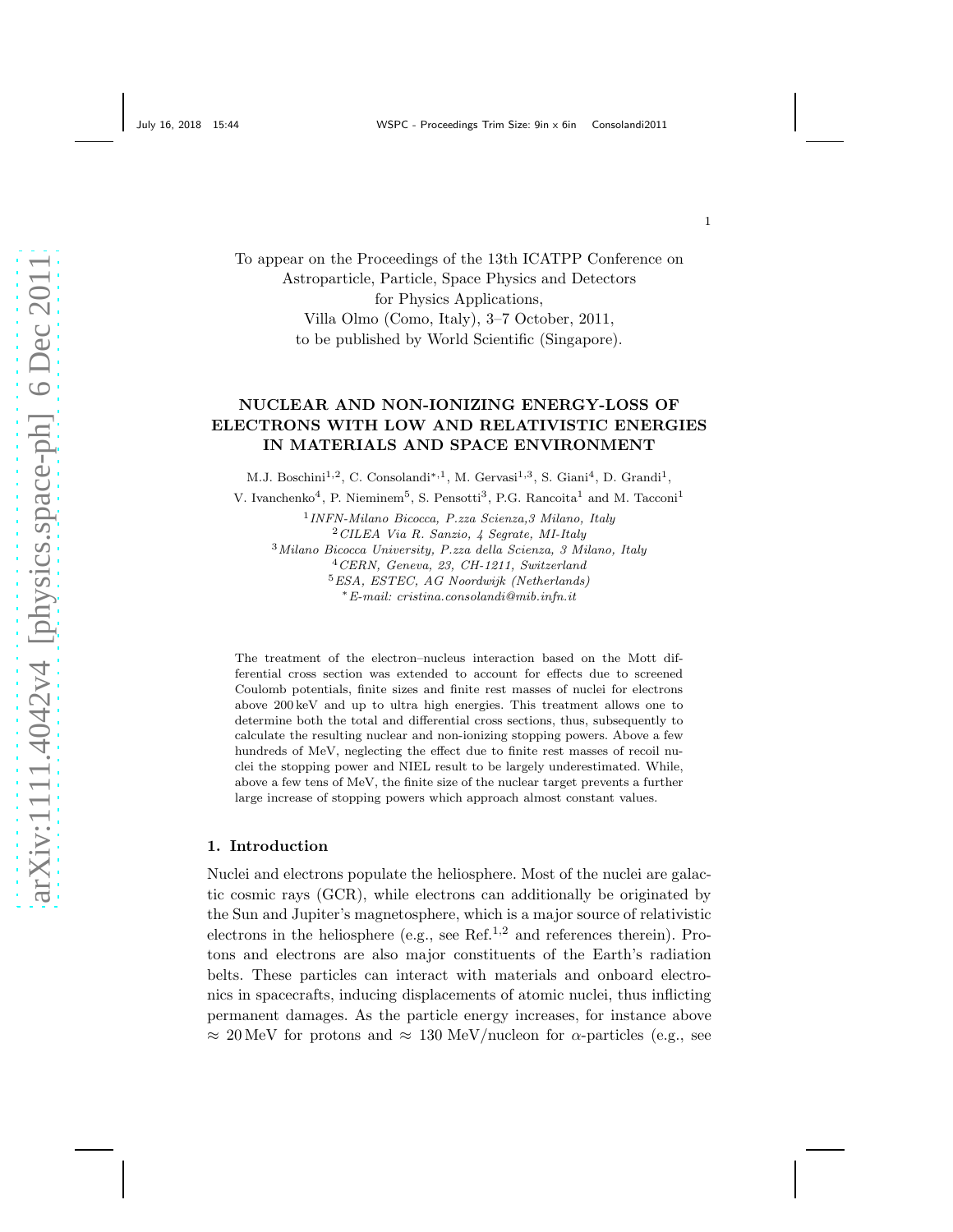To appear on the Proceedings of the 13th ICATPP Conference on Astroparticle, Particle, Space Physics and Detectors for Physics Applications, Villa Olmo (Como, Italy), 3–7 October, 2011, to be published by World Scientific (Singapore).

# NUCLEAR AND NON-IONIZING ENERGY-LOSS OF ELECTRONS WITH LOW AND RELATIVISTIC ENERGIES IN MATERIALS AND SPACE ENVIRONMENT

M.J. Boschini[1,2], C. Consolandi[*,1], M. Gervasi[1,3], S. Giani[4], D. Grandi[1], V. Ivanchenko[4], P. Nieminem[5], S. Pensotti[3], P.G. Rancoita[1] and M. Tacconi[1]

[1] *INFN-Milano Bicocca, P.zza Scienza,3 Milano, Italy*
[2] *CILEA Via R. Sanzio, 4 Segrate, MI-Italy*
[3] *Milano Bicocca University, P.zza della Scienza, 3 Milano, Italy*
[4] *CERN, Geneva, 23, CH-1211, Switzerland*
[5] *ESA, ESTEC, AG Noordwijk (Netherlands)*
[*] *E-mail: cristina.consolandi@mib.infn.it*

The treatment of the electron–nucleus interaction based on the Mott differential cross section was extended to account for effects due to screened Coulomb potentials, finite sizes and finite rest masses of nuclei for electrons above 200 keV and up to ultra high energies. This treatment allows one to determine both the total and differential cross sections, thus, subsequently to calculate the resulting nuclear and non-ionizing stopping powers. Above a few hundreds of MeV, neglecting the effect due to finite rest masses of recoil nuclei the stopping power and NIEL result to be largely underestimated. While, above a few tens of MeV, the finite size of the nuclear target prevents a further large increase of stopping powers which approach almost constant values.

## 1. Introduction

Nuclei and electrons populate the heliosphere. Most of the nuclei are galactic cosmic rays (GCR), while electrons can additionally be originated by the Sun and Jupiter's magnetosphere, which is a major source of relativistic electrons in the heliosphere (e.g., see Ref.[1,2] and references therein). Protons and electrons are also major constituents of the Earth's radiation belts. These particles can interact with materials and onboard electronics in spacecrafts, inducing displacements of atomic nuclei, thus inflicting permanent damages. As the particle energy increases, for instance above $\approx 20$ MeV for protons and $\approx 130$ MeV/nucleon for $\alpha$-particles (e.g., see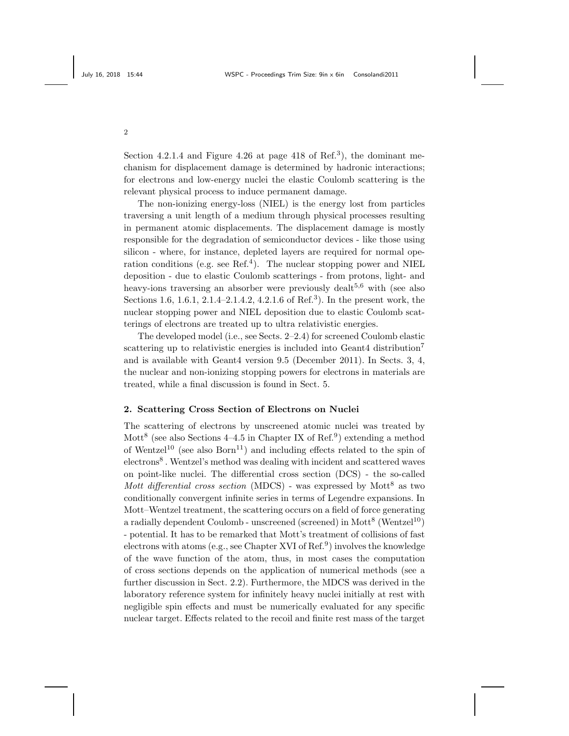Section 4.2.1.4 and Figure 4.26 at page 418 of Ref.[3]), the dominant mechanism for displacement damage is determined by hadronic interactions; for electrons and low-energy nuclei the elastic Coulomb scattering is the relevant physical process to induce permanent damage.

The non-ionizing energy-loss (NIEL) is the energy lost from particles traversing a unit length of a medium through physical processes resulting in permanent atomic displacements. The displacement damage is mostly responsible for the degradation of semiconductor devices - like those using silicon - where, for instance, depleted layers are required for normal operation conditions (e.g. see Ref.[4]). The nuclear stopping power and NIEL deposition - due to elastic Coulomb scatterings - from protons, light- and heavy-ions traversing an absorber were previously dealt[5,6] with (see also Sections 1.6, 1.6.1, 2.1.4–2.1.4.2, 4.2.1.6 of Ref.[3]). In the present work, the nuclear stopping power and NIEL deposition due to elastic Coulomb scatterings of electrons are treated up to ultra relativistic energies.

The developed model (i.e., see Sects. 2–2.4) for screened Coulomb elastic scattering up to relativistic energies is included into Geant4 distribution[7] and is available with Geant4 version 9.5 (December 2011). In Sects. 3, 4, the nuclear and non-ionizing stopping powers for electrons in materials are treated, while a final discussion is found in Sect. 5.

## 2. Scattering Cross Section of Electrons on Nuclei

The scattering of electrons by unscreened atomic nuclei was treated by Mott[8] (see also Sections 4–4.5 in Chapter IX of Ref.[9]) extending a method of Wentzel[10] (see also Born[11]) and including effects related to the spin of electrons[8]. Wentzel's method was dealing with incident and scattered waves on point-like nuclei. The differential cross section (DCS) - the so-called *Mott differential cross section* (MDCS) - was expressed by Mott[8] as two conditionally convergent infinite series in terms of Legendre expansions. In Mott–Wentzel treatment, the scattering occurs on a field of force generating a radially dependent Coulomb - unscreened (screened) in Mott[8] (Wentzel[10]) - potential. It has to be remarked that Mott's treatment of collisions of fast electrons with atoms (e.g., see Chapter XVI of Ref.[9]) involves the knowledge of the wave function of the atom, thus, in most cases the computation of cross sections depends on the application of numerical methods (see a further discussion in Sect. 2.2). Furthermore, the MDCS was derived in the laboratory reference system for infinitely heavy nuclei initially at rest with negligible spin effects and must be numerically evaluated for any specific nuclear target. Effects related to the recoil and finite rest mass of the target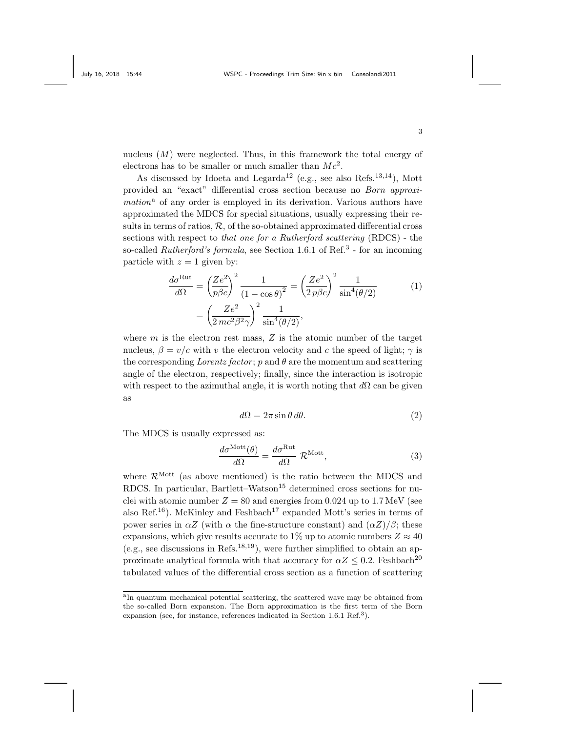nucleus ($M$) were neglected. Thus, in this framework the total energy of electrons has to be smaller or much smaller than $Mc^2$.

As discussed by Idoeta and Legarda[12] (e.g., see also Refs.[13,14]), Mott provided an "exact" differential cross section because no *Born approximation*[a] of any order is employed in its derivation. Various authors have approximated the MDCS for special situations, usually expressing their results in terms of ratios, $\mathcal{R}$, of the so-obtained approximated differential cross sections with respect to *that one for a Rutherford scattering* (RDCS) - the so-called *Rutherford's formula*, see Section 1.6.1 of Ref.[3] - for an incoming particle with $z = 1$ given by:

$$
\begin{aligned}
\frac{d\sigma^{\mathrm{Rut}}}{d\Omega} &= \left(\frac{Ze^2}{p\beta c}\right)^2 \frac{1}{(1-\cos\theta)^2} = \left(\frac{Ze^2}{2\,p\beta c}\right)^2 \frac{1}{\sin^4(\theta/2)} \\
&= \left(\frac{Ze^2}{2\,mc^2\beta^2\gamma}\right)^2 \frac{1}{\sin^4(\theta/2)},
\end{aligned}
\tag{1}
$$

where $m$ is the electron rest mass, $Z$ is the atomic number of the target nucleus, $\beta = v/c$ with $v$ the electron velocity and $c$ the speed of light; $\gamma$ is the corresponding *Lorentz factor*; $p$ and $\theta$ are the momentum and scattering angle of the electron, respectively; finally, since the interaction is isotropic with respect to the azimuthal angle, it is worth noting that $d\Omega$ can be given as

$$
d\Omega = 2\pi \sin\theta \, d\theta. \tag{2}
$$

The MDCS is usually expressed as:

$$
\frac{d\sigma^{\mathrm{Mott}}(\theta)}{d\Omega} = \frac{d\sigma^{\mathrm{Rut}}}{d\Omega} \; \mathcal{R}^{\mathrm{Mott}}, \tag{3}
$$

where $\mathcal{R}^{\mathrm{Mott}}$ (as above mentioned) is the ratio between the MDCS and RDCS. In particular, Bartlett–Watson[15] determined cross sections for nuclei with atomic number $Z = 80$ and energies from 0.024 up to 1.7 MeV (see also Ref.[16]). McKinley and Feshbach[17] expanded Mott's series in terms of power series in $\alpha Z$ (with $\alpha$ the fine-structure constant) and $(\alpha Z)/\beta$; these expansions, which give results accurate to 1% up to atomic numbers $Z \approx 40$ (e.g., see discussions in Refs.[18,19]), were further simplified to obtain an approximate analytical formula with that accuracy for $\alpha Z \leq 0.2$. Feshbach[20] tabulated values of the differential cross section as a function of scattering

[a] In quantum mechanical potential scattering, the scattered wave may be obtained from the so-called Born expansion. The Born approximation is the first term of the Born expansion (see, for instance, references indicated in Section 1.6.1 Ref.[3]).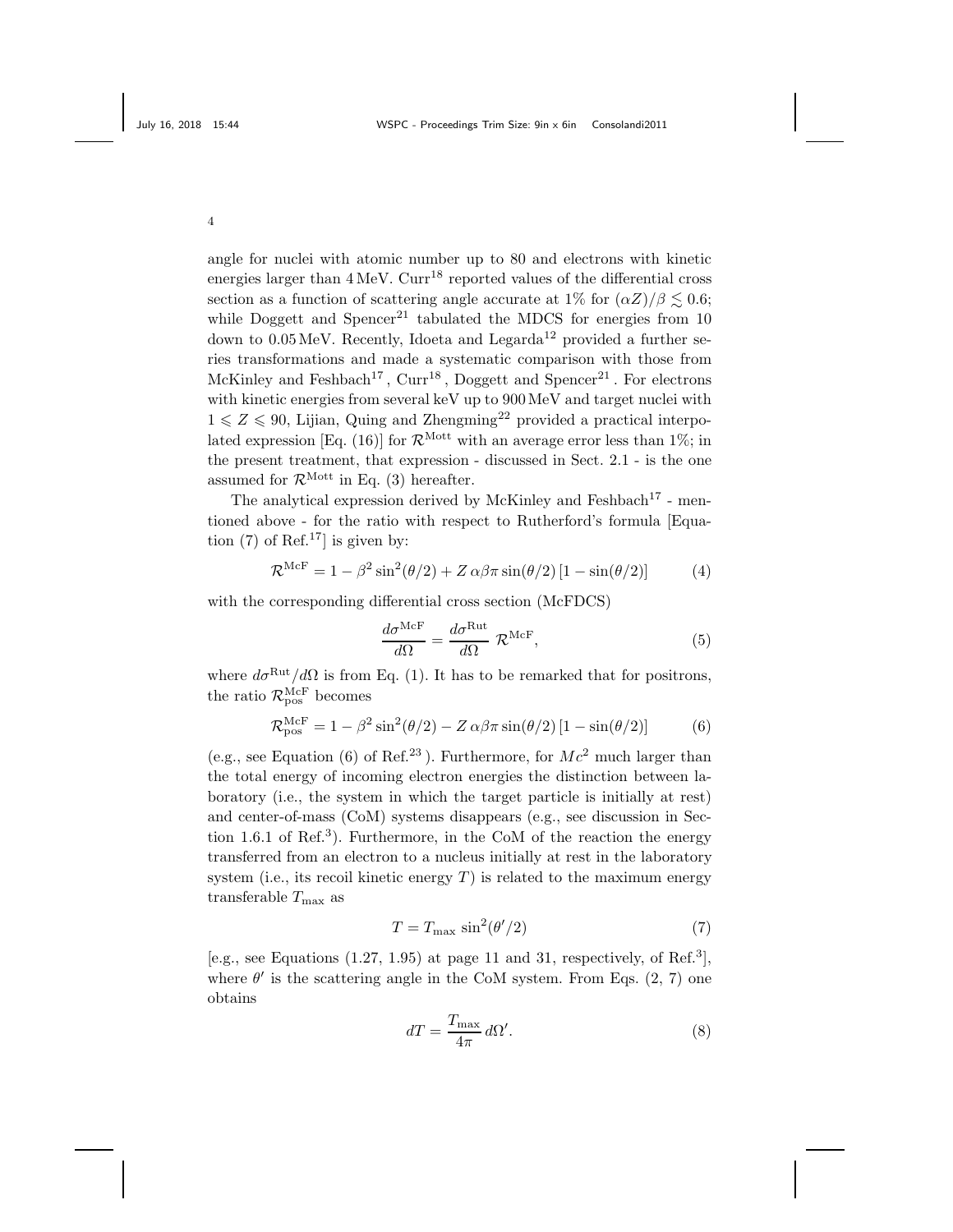angle for nuclei with atomic number up to 80 and electrons with kinetic energies larger than 4 MeV. Curr[18] reported values of the differential cross section as a function of scattering angle accurate at 1% for $(\alpha Z)/\beta \lesssim 0.6$; while Doggett and Spencer[21] tabulated the MDCS for energies from 10 down to 0.05 MeV. Recently, Idoeta and Legarda[12] provided a further series transformations and made a systematic comparison with those from McKinley and Feshbach[17], Curr[18], Doggett and Spencer[21]. For electrons with kinetic energies from several keV up to 900 MeV and target nuclei with $1 \leqslant Z \leqslant 90$, Lijian, Quing and Zhengming[22] provided a practical interpolated expression [Eq. (16)] for $\mathcal{R}^{\rm Mott}$ with an average error less than 1%; in the present treatment, that expression - discussed in Sect. 2.1 - is the one assumed for $\mathcal{R}^{\rm Mott}$ in Eq. (3) hereafter.

The analytical expression derived by McKinley and Feshbach[17] - mentioned above - for the ratio with respect to Rutherford's formula [Equation (7) of Ref.[17]] is given by:

$$\mathcal{R}^{\rm McF} = 1 - \beta^2 \sin^2(\theta/2) + Z\,\alpha\beta\pi \sin(\theta/2)\,[1 - \sin(\theta/2)] \tag{4}$$

with the corresponding differential cross section (McFDCS)

$$\frac{d\sigma^{\rm McF}}{d\Omega} = \frac{d\sigma^{\rm Rut}}{d\Omega}\; \mathcal{R}^{\rm McF}, \tag{5}$$

where $d\sigma^{\rm Rut}/d\Omega$ is from Eq. (1). It has to be remarked that for positrons, the ratio $\mathcal{R}^{\rm McF}_{\rm pos}$ becomes

$$\mathcal{R}^{\rm McF}_{\rm pos} = 1 - \beta^2 \sin^2(\theta/2) - Z\,\alpha\beta\pi \sin(\theta/2)\,[1 - \sin(\theta/2)] \tag{6}$$

(e.g., see Equation (6) of Ref.[23]). Furthermore, for $Mc^2$ much larger than the total energy of incoming electron energies the distinction between laboratory (i.e., the system in which the target particle is initially at rest) and center-of-mass (CoM) systems disappears (e.g., see discussion in Section 1.6.1 of Ref.[3]). Furthermore, in the CoM of the reaction the energy transferred from an electron to a nucleus initially at rest in the laboratory system (i.e., its recoil kinetic energy $T$) is related to the maximum energy transferable $T_{\max}$ as

$$T = T_{\max} \sin^2(\theta'/2) \tag{7}$$

[e.g., see Equations (1.27, 1.95) at page 11 and 31, respectively, of Ref.[3]], where $\theta'$ is the scattering angle in the CoM system. From Eqs. (2, 7) one obtains

$$dT = \frac{T_{\max}}{4\pi}\, d\Omega'. \tag{8}$$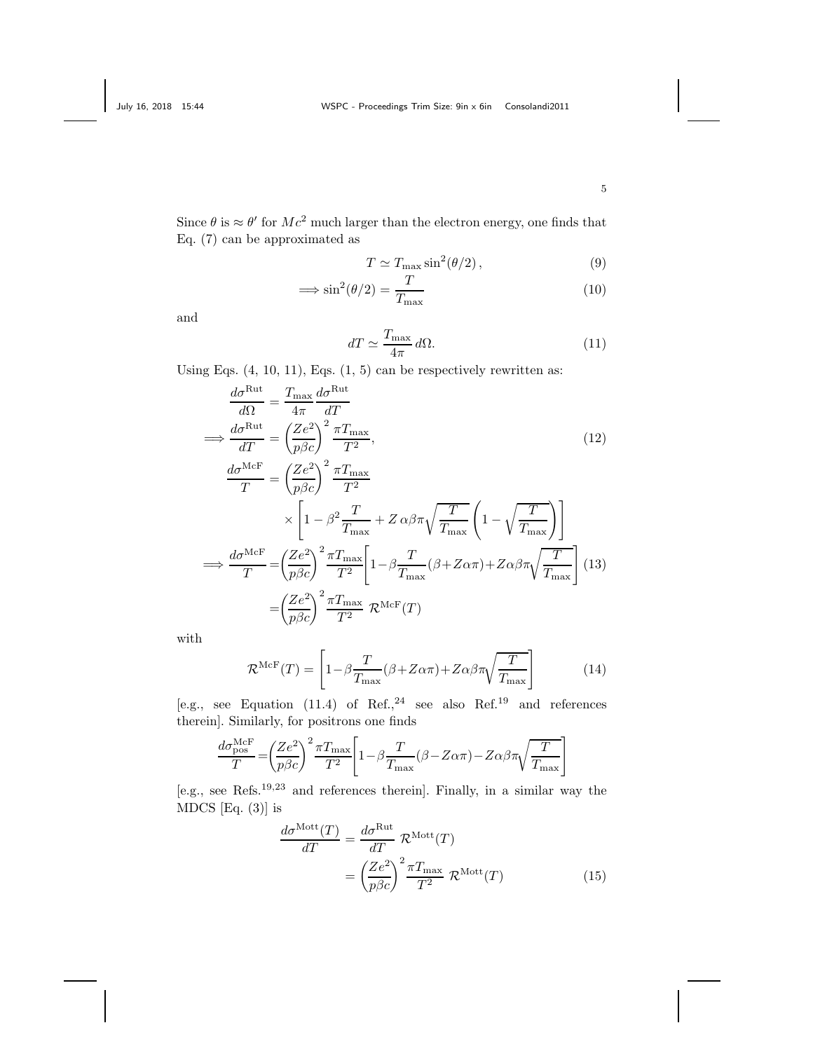Since $\theta$ is $\approx \theta'$ for $Mc^2$ much larger than the electron energy, one finds that Eq. (7) can be approximated as

$$T \simeq T_{\max} \sin^2(\theta/2)\,, \tag{9}$$

$$\Longrightarrow \sin^2(\theta/2) = \frac{T}{T_{\max}} \tag{10}$$

and

$$dT \simeq \frac{T_{\max}}{4\pi}\, d\Omega. \tag{11}$$

Using Eqs. (4, 10, 11), Eqs. (1, 5) can be respectively rewritten as:

$$\frac{d\sigma^{\rm Rut}}{d\Omega} = \frac{T_{\max}}{4\pi}\frac{d\sigma^{\rm Rut}}{dT}$$

$$\Longrightarrow \frac{d\sigma^{\rm Rut}}{dT} = \left(\frac{Ze^2}{p\beta c}\right)^2 \frac{\pi T_{\max}}{T^2}, \tag{12}$$

$$\frac{d\sigma^{\rm McF}}{T} = \left(\frac{Ze^2}{p\beta c}\right)^2 \frac{\pi T_{\max}}{T^2} \times \left[1 - \beta^2 \frac{T}{T_{\max}} + Z\,\alpha\beta\pi\sqrt{\frac{T}{T_{\max}}}\left(1-\sqrt{\frac{T}{T_{\max}}}\right)\right]$$

$$\Longrightarrow \frac{d\sigma^{\rm McF}}{T} = \left(\frac{Ze^2}{p\beta c}\right)^2 \frac{\pi T_{\max}}{T^2}\left[1-\beta\frac{T}{T_{\max}}(\beta+Z\alpha\pi)+Z\alpha\beta\pi\sqrt{\frac{T}{T_{\max}}}\right] \tag{13}$$

$$= \left(\frac{Ze^2}{p\beta c}\right)^2 \frac{\pi T_{\max}}{T^2}\ \mathcal{R}^{\rm McF}(T)$$

with

$$\mathcal{R}^{\rm McF}(T) = \left[1-\beta\frac{T}{T_{\max}}(\beta+Z\alpha\pi)+Z\alpha\beta\pi\sqrt{\frac{T}{T_{\max}}}\right] \tag{14}$$

[e.g., see Equation (11.4) of Ref.,[24] see also Ref.[19] and references therein]. Similarly, for positrons one finds

$$\frac{d\sigma^{\rm McF}_{\rm pos}}{T} = \left(\frac{Ze^2}{p\beta c}\right)^2 \frac{\pi T_{\max}}{T^2}\left[1-\beta\frac{T}{T_{\max}}(\beta-Z\alpha\pi)-Z\alpha\beta\pi\sqrt{\frac{T}{T_{\max}}}\right]$$

[e.g., see Refs.[19,23] and references therein]. Finally, in a similar way the MDCS [Eq. (3)] is

$$\frac{d\sigma^{\rm Mott}(T)}{dT} = \frac{d\sigma^{\rm Rut}}{dT}\ \mathcal{R}^{\rm Mott}(T)$$

$$= \left(\frac{Ze^2}{p\beta c}\right)^2 \frac{\pi T_{\max}}{T^2}\ \mathcal{R}^{\rm Mott}(T) \tag{15}$$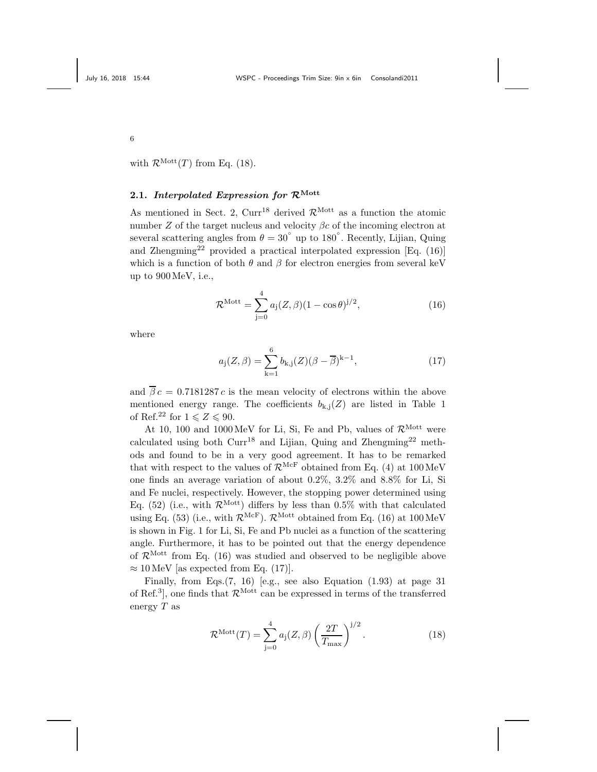with $\mathcal{R}^{\rm Mott}(T)$ from Eq. (18).

### 2.1. *Interpolated Expression for* $\mathcal{R}^{\rm Mott}$

As mentioned in Sect. 2, Curr[18] derived $\mathcal{R}^{\rm Mott}$ as a function the atomic number $Z$ of the target nucleus and velocity $\beta c$ of the incoming electron at several scattering angles from $\theta = 30^{\circ}$ up to $180^{\circ}$. Recently, Lijian, Quing and Zhengming[22] provided a practical interpolated expression [Eq. (16)] which is a function of both $\theta$ and $\beta$ for electron energies from several keV up to 900 MeV, i.e.,

$$\mathcal{R}^{\rm Mott} = \sum_{\rm j=0}^{4} a_{\rm j}(Z,\beta)(1-\cos\theta)^{\rm j/2}, \tag{16}$$

where

$$a_{\rm j}(Z,\beta) = \sum_{\rm k=1}^{6} b_{\rm k,j}(Z)(\beta - \overline{\beta})^{\rm k-1}, \tag{17}$$

and $\overline{\beta}\, c = 0.7181287\, c$ is the mean velocity of electrons within the above mentioned energy range. The coefficients $b_{\rm k,j}(Z)$ are listed in Table 1 of Ref.[22] for $1 \leqslant Z \leqslant 90$.

At 10, 100 and 1000 MeV for Li, Si, Fe and Pb, values of $\mathcal{R}^{\rm Mott}$ were calculated using both Curr[18] and Lijian, Quing and Zhengming[22] methods and found to be in a very good agreement. It has to be remarked that with respect to the values of $\mathcal{R}^{\rm McF}$ obtained from Eq. (4) at 100 MeV one finds an average variation of about 0.2%, 3.2% and 8.8% for Li, Si and Fe nuclei, respectively. However, the stopping power determined using Eq. (52) (i.e., with $\mathcal{R}^{\rm Mott}$) differs by less than 0.5% with that calculated using Eq. (53) (i.e., with $\mathcal{R}^{\rm McF}$). $\mathcal{R}^{\rm Mott}$ obtained from Eq. (16) at 100 MeV is shown in Fig. 1 for Li, Si, Fe and Pb nuclei as a function of the scattering angle. Furthermore, it has to be pointed out that the energy dependence of $\mathcal{R}^{\rm Mott}$ from Eq. (16) was studied and observed to be negligible above $\approx 10$ MeV [as expected from Eq. (17)].

Finally, from Eqs.(7, 16) [e.g., see also Equation (1.93) at page 31 of Ref.[3]], one finds that $\mathcal{R}^{\rm Mott}$ can be expressed in terms of the transferred energy $T$ as

$$\mathcal{R}^{\rm Mott}(T) = \sum_{\rm j=0}^{4} a_{\rm j}(Z,\beta)\left(\frac{2T}{T_{\rm max}}\right)^{\rm j/2}. \tag{18}$$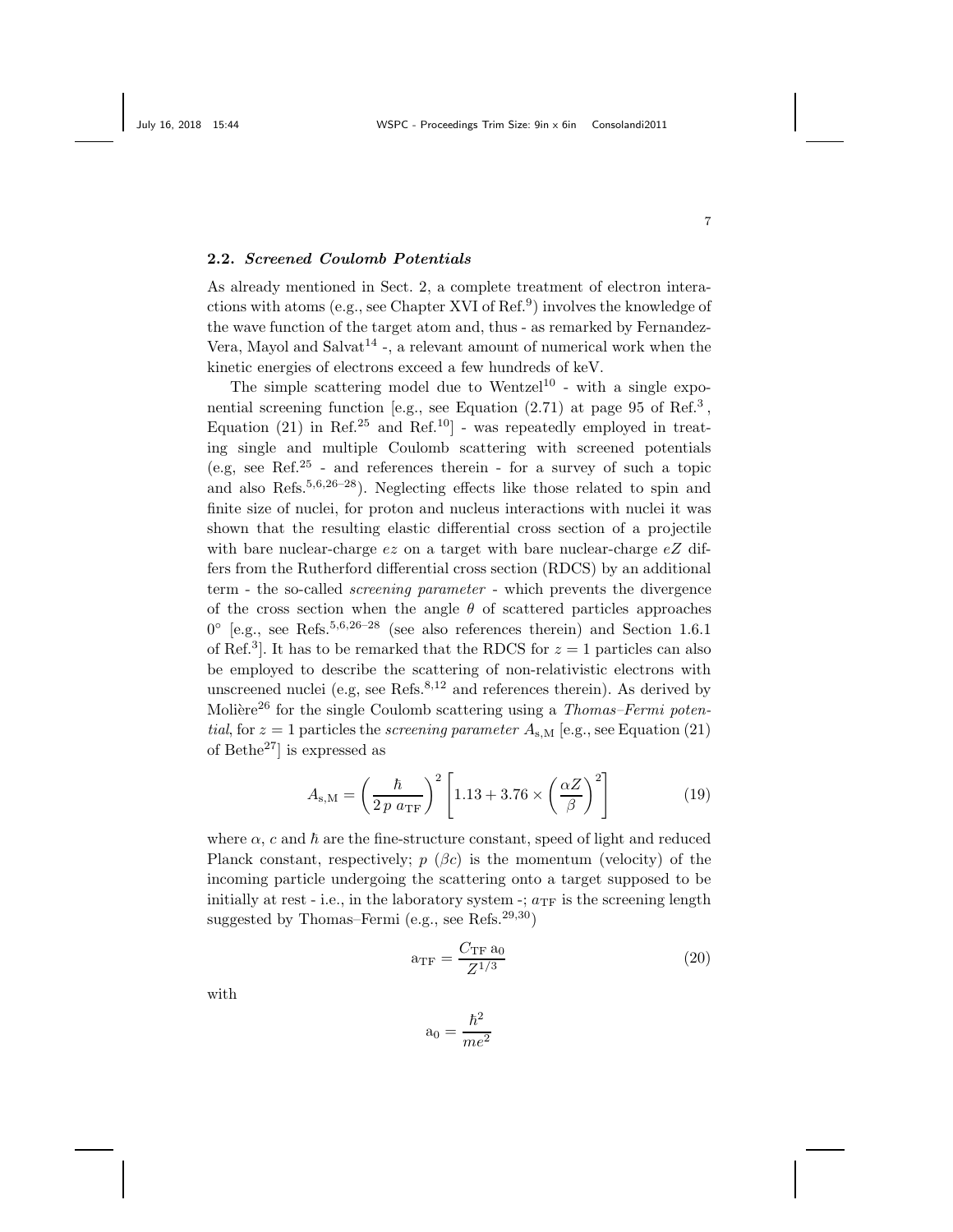### 2.2. *Screened Coulomb Potentials*

As already mentioned in Sect. 2, a complete treatment of electron interactions with atoms (e.g., see Chapter XVI of Ref.[9]) involves the knowledge of the wave function of the target atom and, thus - as remarked by Fernandez-Vera, Mayol and Salvat[14] -, a relevant amount of numerical work when the kinetic energies of electrons exceed a few hundreds of keV.

The simple scattering model due to Wentzel[10] - with a single exponential screening function [e.g., see Equation (2.71) at page 95 of Ref.[3], Equation (21) in Ref.[25] and Ref.[10]] - was repeatedly employed in treating single and multiple Coulomb scattering with screened potentials (e.g, see Ref.[25] - and references therein - for a survey of such a topic and also Refs.[5,6,26–28]). Neglecting effects like those related to spin and finite size of nuclei, for proton and nucleus interactions with nuclei it was shown that the resulting elastic differential cross section of a projectile with bare nuclear-charge $ez$ on a target with bare nuclear-charge $eZ$ differs from the Rutherford differential cross section (RDCS) by an additional term - the so-called *screening parameter* - which prevents the divergence of the cross section when the angle $\theta$ of scattered particles approaches $0^\circ$ [e.g., see Refs.[5,6,26–28] (see also references therein) and Section 1.6.1 of Ref.[3]]. It has to be remarked that the RDCS for $z = 1$ particles can also be employed to describe the scattering of non-relativistic electrons with unscreened nuclei (e.g, see Refs.[8,12] and references therein). As derived by Molière[26] for the single Coulomb scattering using a *Thomas–Fermi potential*, for $z = 1$ particles the *screening parameter* $A_{\rm s,M}$ [e.g., see Equation (21) of Bethe[27]] is expressed as

$$A_{\rm s,M} = \left(\frac{\hbar}{2\,p\,a_{\rm TF}}\right)^2 \left[1.13 + 3.76 \times \left(\frac{\alpha Z}{\beta}\right)^2\right] \tag{19}$$

where $\alpha$, $c$ and $\hbar$ are the fine-structure constant, speed of light and reduced Planck constant, respectively; $p$ ($\beta c$) is the momentum (velocity) of the incoming particle undergoing the scattering onto a target supposed to be initially at rest - i.e., in the laboratory system -; $a_{\rm TF}$ is the screening length suggested by Thomas–Fermi (e.g., see Refs.[29,30])

$$\mathrm{a}_{\rm TF} = \frac{C_{\rm TF}\,\mathrm{a}_0}{Z^{1/3}} \tag{20}$$

with

$$\mathrm{a}_0 = \frac{\hbar^2}{me^2}$$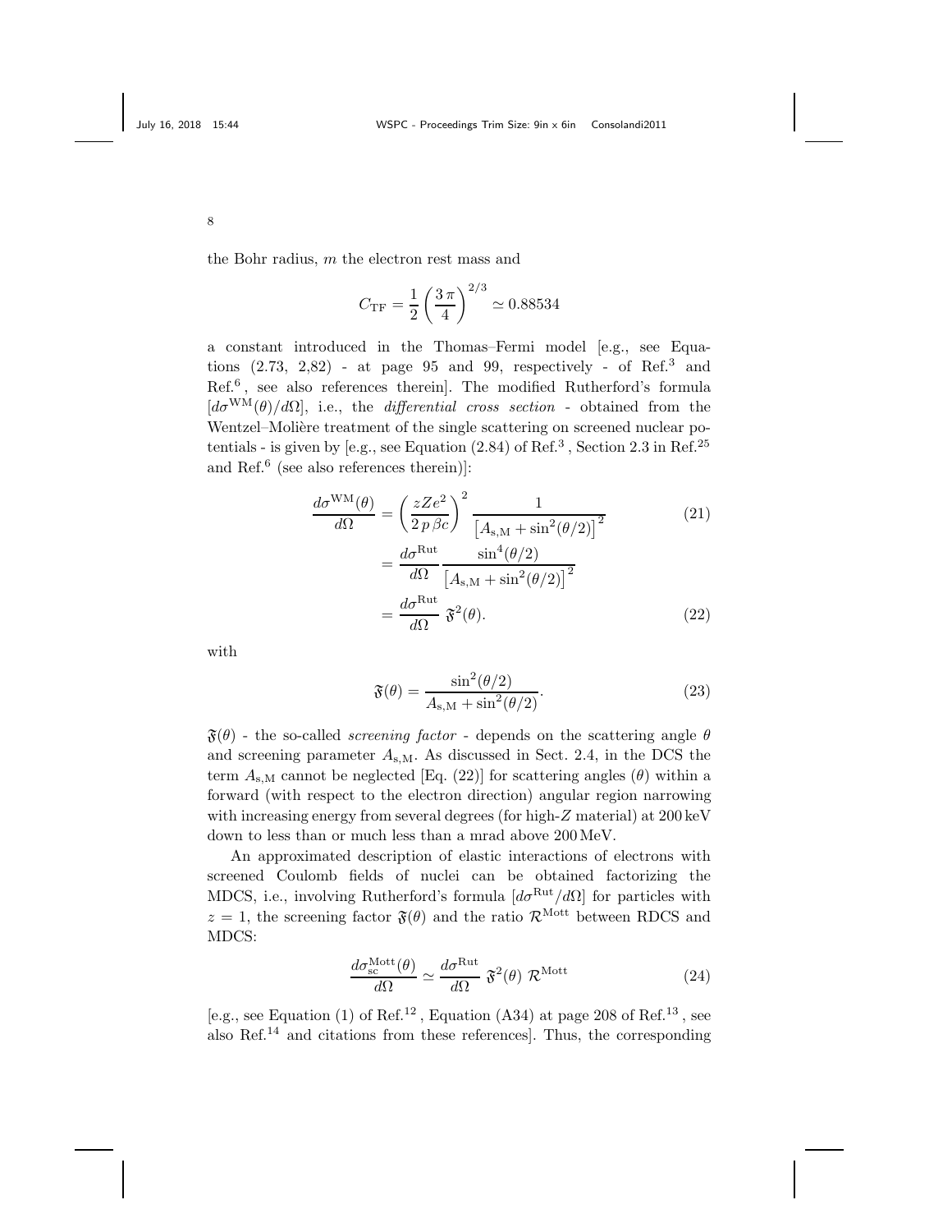the Bohr radius, $m$ the electron rest mass and

$$C_{\mathrm{TF}} = \frac{1}{2}\left(\frac{3\,\pi}{4}\right)^{2/3} \simeq 0.88534$$

a constant introduced in the Thomas–Fermi model [e.g., see Equations (2.73, 2,82) - at page 95 and 99, respectively - of Ref.[3] and Ref.[6], see also references therein]. The modified Rutherford's formula $[d\sigma^{\mathrm{WM}}(\theta)/d\Omega]$, i.e., the *differential cross section* - obtained from the Wentzel–Molière treatment of the single scattering on screened nuclear potentials - is given by [e.g., see Equation (2.84) of Ref.[3], Section 2.3 in Ref.[25] and Ref.[6] (see also references therein)]:

$$\frac{d\sigma^{\mathrm{WM}}(\theta)}{d\Omega} = \left(\frac{zZe^2}{2\,p\,\beta c}\right)^2 \frac{1}{\left[A_{\mathrm{s,M}} + \sin^2(\theta/2)\right]^2} \tag{21}$$

$$= \frac{d\sigma^{\mathrm{Rut}}}{d\Omega}\frac{\sin^4(\theta/2)}{\left[A_{\mathrm{s,M}} + \sin^2(\theta/2)\right]^2}$$

$$= \frac{d\sigma^{\mathrm{Rut}}}{d\Omega}\;\mathfrak{F}^2(\theta). \tag{22}$$

with

$$\mathfrak{F}(\theta) = \frac{\sin^2(\theta/2)}{A_{\mathrm{s,M}} + \sin^2(\theta/2)}. \tag{23}$$

$\mathfrak{F}(\theta)$ - the so-called *screening factor* - depends on the scattering angle $\theta$ and screening parameter $A_{\mathrm{s,M}}$. As discussed in Sect. 2.4, in the DCS the term $A_{\mathrm{s,M}}$ cannot be neglected [Eq. (22)] for scattering angles ($\theta$) within a forward (with respect to the electron direction) angular region narrowing with increasing energy from several degrees (for high-$Z$ material) at 200 keV down to less than or much less than a mrad above 200 MeV.

An approximated description of elastic interactions of electrons with screened Coulomb fields of nuclei can be obtained factorizing the MDCS, i.e., involving Rutherford's formula $[d\sigma^{\mathrm{Rut}}/d\Omega]$ for particles with $z = 1$, the screening factor $\mathfrak{F}(\theta)$ and the ratio $\mathcal{R}^{\mathrm{Mott}}$ between RDCS and MDCS:

$$\frac{d\sigma^{\mathrm{Mott}}_{\mathrm{sc}}(\theta)}{d\Omega} \simeq \frac{d\sigma^{\mathrm{Rut}}}{d\Omega}\;\mathfrak{F}^2(\theta)\;\mathcal{R}^{\mathrm{Mott}} \tag{24}$$

[e.g., see Equation (1) of Ref.[12], Equation (A34) at page 208 of Ref.[13], see also Ref.[14] and citations from these references]. Thus, the corresponding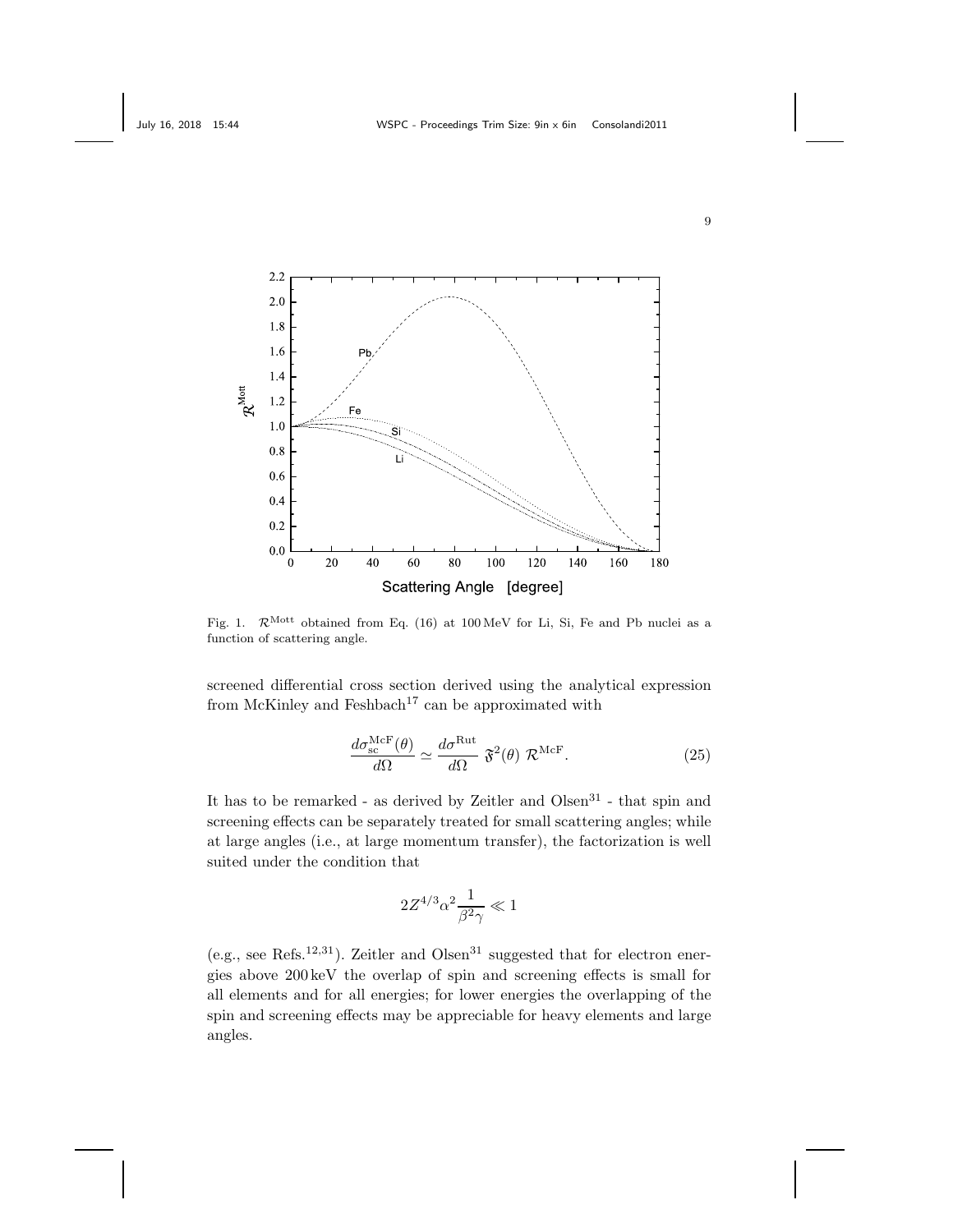Fig. 1. $\mathcal{R}^{\text{Mott}}$ obtained from Eq. (16) at 100 MeV for Li, Si, Fe and Pb nuclei as a function of scattering angle.

screened differential cross section derived using the analytical expression from McKinley and Feshbach[17] can be approximated with

$$\frac{d\sigma_{\text{sc}}^{\text{McF}}(\theta)}{d\Omega} \simeq \frac{d\sigma^{\text{Rut}}}{d\Omega}\, \mathfrak{F}^2(\theta)\, \mathcal{R}^{\text{McF}}. \tag{25}$$

It has to be remarked - as derived by Zeitler and Olsen[31] - that spin and screening effects can be separately treated for small scattering angles; while at large angles (i.e., at large momentum transfer), the factorization is well suited under the condition that

$$2Z^{4/3}\alpha^2 \frac{1}{\beta^2 \gamma} \ll 1$$

(e.g., see Refs.[12,31]). Zeitler and Olsen[31] suggested that for electron energies above 200 keV the overlap of spin and screening effects is small for all elements and for all energies; for lower energies the overlapping of the spin and screening effects may be appreciable for heavy elements and large angles.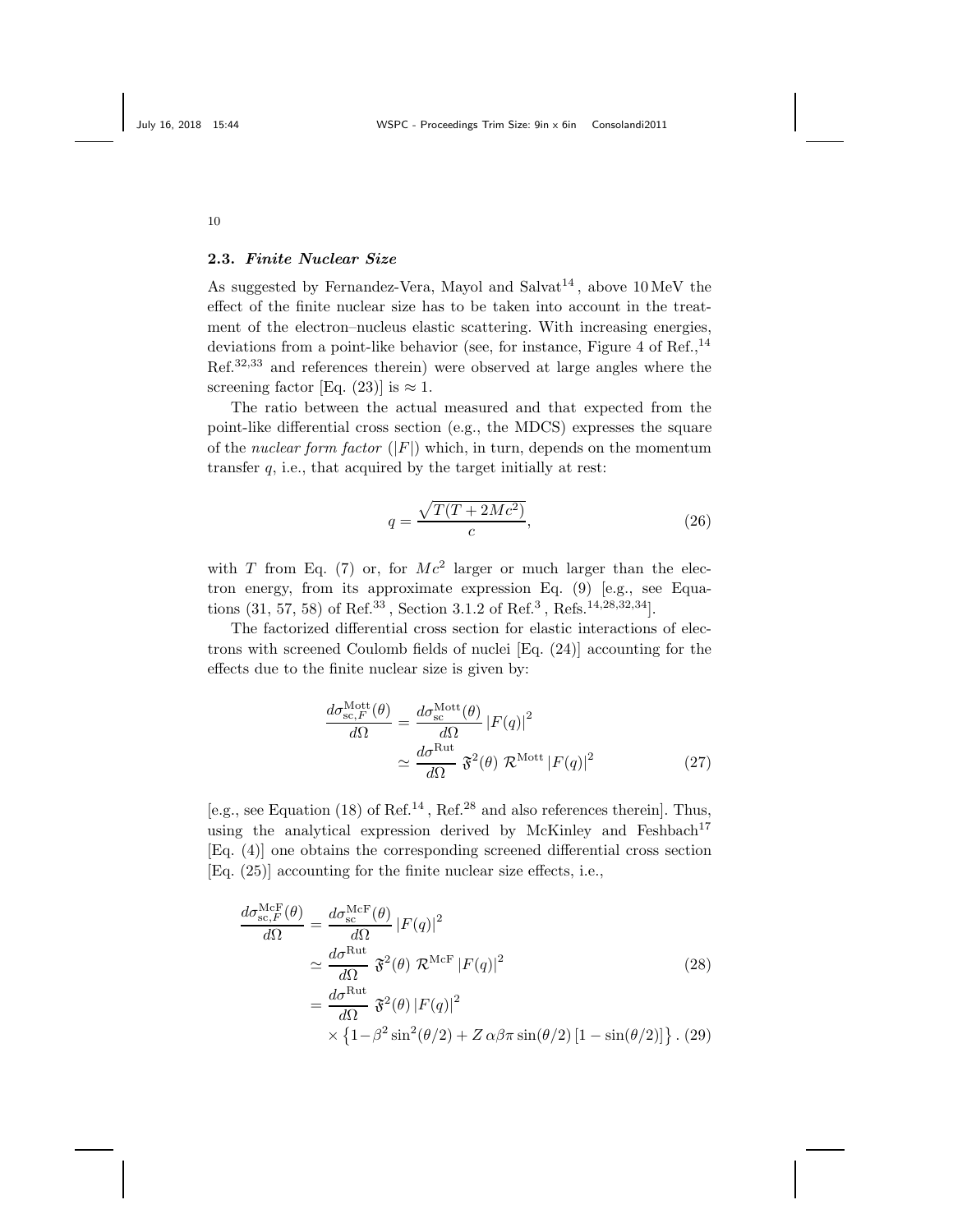### 2.3. *Finite Nuclear Size*

As suggested by Fernandez-Vera, Mayol and Salvat[14], above 10 MeV the effect of the finite nuclear size has to be taken into account in the treatment of the electron–nucleus elastic scattering. With increasing energies, deviations from a point-like behavior (see, for instance, Figure 4 of Ref.,[14] Ref.[32,33] and references therein) were observed at large angles where the screening factor [Eq. (23)] is $\approx 1$.

The ratio between the actual measured and that expected from the point-like differential cross section (e.g., the MDCS) expresses the square of the *nuclear form factor* ($|F|$) which, in turn, depends on the momentum transfer $q$, i.e., that acquired by the target initially at rest:

$$q = \frac{\sqrt{T(T + 2Mc^2)}}{c}, \tag{26}$$

with $T$ from Eq. (7) or, for $Mc^2$ larger or much larger than the electron energy, from its approximate expression Eq. (9) [e.g., see Equations (31, 57, 58) of Ref.[33], Section 3.1.2 of Ref.[3], Refs.[14,28,32,34]].

The factorized differential cross section for elastic interactions of electrons with screened Coulomb fields of nuclei [Eq. (24)] accounting for the effects due to the finite nuclear size is given by:

$$\begin{aligned}
\frac{d\sigma^{\rm Mott}_{{\rm sc},F}(\theta)}{d\Omega} &= \frac{d\sigma^{\rm Mott}_{\rm sc}(\theta)}{d\Omega}\,|F(q)|^2 \\
&\simeq \frac{d\sigma^{\rm Rut}}{d\Omega}\;\mathfrak{F}^2(\theta)\;\mathcal{R}^{\rm Mott}\,|F(q)|^2
\end{aligned} \tag{27}$$

[e.g., see Equation (18) of Ref.[14], Ref.[28] and also references therein]. Thus, using the analytical expression derived by McKinley and Feshbach[17] [Eq. (4)] one obtains the corresponding screened differential cross section [Eq. (25)] accounting for the finite nuclear size effects, i.e.,

$$\begin{aligned}
\frac{d\sigma^{\rm McF}_{{\rm sc},F}(\theta)}{d\Omega} &= \frac{d\sigma^{\rm McF}_{\rm sc}(\theta)}{d\Omega}\,|F(q)|^2 \\
&\simeq \frac{d\sigma^{\rm Rut}}{d\Omega}\;\mathfrak{F}^2(\theta)\;\mathcal{R}^{\rm McF}\,|F(q)|^2 
\end{aligned} \tag{28}$$

$$\begin{aligned}
&= \frac{d\sigma^{\rm Rut}}{d\Omega}\;\mathfrak{F}^2(\theta)\,|F(q)|^2 \\
&\quad\times\left\{1-\beta^2\sin^2(\theta/2) + Z\,\alpha\beta\pi\sin(\theta/2)\left[1-\sin(\theta/2)\right]\right\}.
\end{aligned} \tag{29}$$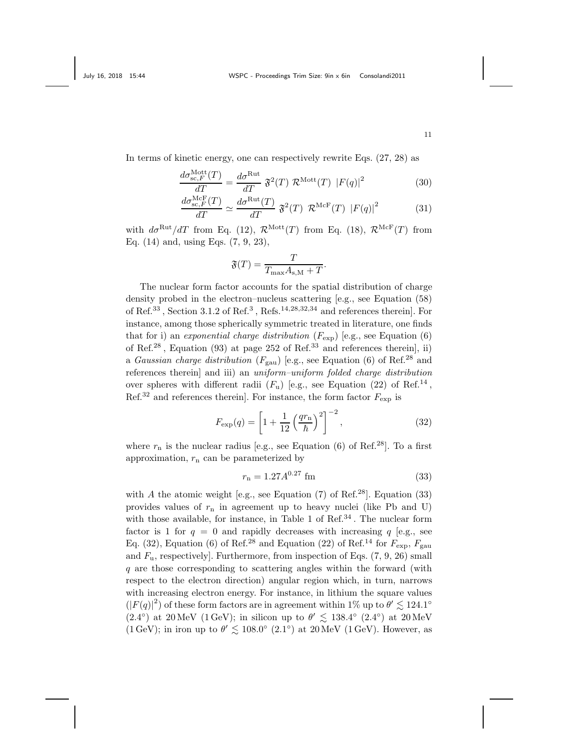In terms of kinetic energy, one can respectively rewrite Eqs. (27, 28) as

$$\frac{d\sigma^{\mathrm{Mott}}_{\mathrm{sc},F}(T)}{dT} = \frac{d\sigma^{\mathrm{Rut}}}{dT}\ \mathfrak{F}^2(T)\ \mathcal{R}^{\mathrm{Mott}}(T)\ \left|F(q)\right|^2 \tag{30}$$

$$\frac{d\sigma^{\mathrm{McF}}_{\mathrm{sc},F}(T)}{dT} \simeq \frac{d\sigma^{\mathrm{Rut}}(T)}{dT}\ \mathfrak{F}^2(T)\ \mathcal{R}^{\mathrm{McF}}(T)\ \left|F(q)\right|^2 \tag{31}$$

with $d\sigma^{\mathrm{Rut}}/dT$ from Eq. (12), $\mathcal{R}^{\mathrm{Mott}}(T)$ from Eq. (18), $\mathcal{R}^{\mathrm{McF}}(T)$ from Eq. (14) and, using Eqs. (7, 9, 23),

$$\mathfrak{F}(T) = \frac{T}{T_{\max} A_{\mathrm{s,M}} + T}.$$

The nuclear form factor accounts for the spatial distribution of charge density probed in the electron–nucleus scattering [e.g., see Equation (58) of Ref.[33], Section 3.1.2 of Ref.[3], Refs.[14,28,32,34] and references therein]. For instance, among those spherically symmetric treated in literature, one finds that for i) an *exponential charge distribution* ($F_{\exp}$) [e.g., see Equation (6) of Ref.[28], Equation (93) at page 252 of Ref.[33] and references therein], ii) a *Gaussian charge distribution* ($F_{\mathrm{gau}}$) [e.g., see Equation (6) of Ref.[28] and references therein] and iii) an *uniform–uniform folded charge distribution* over spheres with different radii ($F_{\mathrm{u}}$) [e.g., see Equation (22) of Ref.[14], Ref.[32] and references therein]. For instance, the form factor $F_{\exp}$ is

$$F_{\exp}(q) = \left[1 + \frac{1}{12}\left(\frac{q r_{\mathrm{n}}}{\hbar}\right)^2\right]^{-2}, \tag{32}$$

where $r_{\mathrm{n}}$ is the nuclear radius [e.g., see Equation (6) of Ref.[28]]. To a first approximation, $r_{\mathrm{n}}$ can be parameterized by

$$r_{\mathrm{n}} = 1.27 A^{0.27}\ \mathrm{fm} \tag{33}$$

with $A$ the atomic weight [e.g., see Equation (7) of Ref.[28]]. Equation (33) provides values of $r_{\mathrm{n}}$ in agreement up to heavy nuclei (like Pb and U) with those available, for instance, in Table 1 of Ref.[34]. The nuclear form factor is 1 for $q = 0$ and rapidly decreases with increasing $q$ [e.g., see Eq. (32), Equation (6) of Ref.[28] and Equation (22) of Ref.[14] for $F_{\exp}$, $F_{\mathrm{gau}}$ and $F_{\mathrm{u}}$, respectively]. Furthermore, from inspection of Eqs. (7, 9, 26) small $q$ are those corresponding to scattering angles within the forward (with respect to the electron direction) angular region which, in turn, narrows with increasing electron energy. For instance, in lithium the square values ($|F(q)|^2$) of these form factors are in agreement within 1% up to $\theta' \lesssim 124.1^\circ$ ($2.4^\circ$) at 20 MeV (1 GeV); in silicon up to $\theta' \lesssim 138.4^\circ$ ($2.4^\circ$) at 20 MeV (1 GeV); in iron up to $\theta' \lesssim 108.0^\circ$ ($2.1^\circ$) at 20 MeV (1 GeV). However, as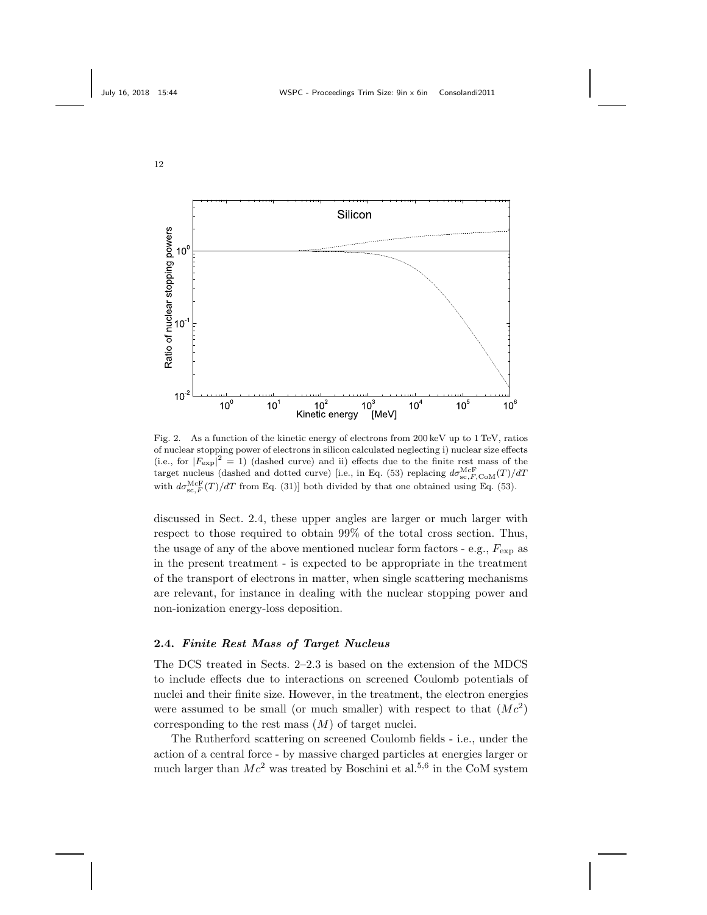Silicon

Ratio of nuclear stopping powers

$10^0$

$10^{-1}$

$10^{-2}$

$10^0$ $10^1$ $10^2$ $10^3$ $10^4$ $10^5$ $10^6$

Kinetic energy [MeV]

Fig. 2. As a function of the kinetic energy of electrons from 200 keV up to 1 TeV, ratios of nuclear stopping power of electrons in silicon calculated neglecting i) nuclear size effects (i.e., for $|F_{\rm exp}|^2 = 1$) (dashed curve) and ii) effects due to the finite rest mass of the target nucleus (dashed and dotted curve) [i.e., in Eq. (53) replacing $d\sigma^{\rm McF}_{{\rm sc},F,{\rm CoM}}(T)/dT$ with $d\sigma^{\rm McF}_{{\rm sc},F}(T)/dT$ from Eq. (31)] both divided by that one obtained using Eq. (53).

discussed in Sect. 2.4, these upper angles are larger or much larger with respect to those required to obtain 99% of the total cross section. Thus, the usage of any of the above mentioned nuclear form factors - e.g., $F_{\rm exp}$ as in the present treatment - is expected to be appropriate in the treatment of the transport of electrons in matter, when single scattering mechanisms are relevant, for instance in dealing with the nuclear stopping power and non-ionization energy-loss deposition.

### 2.4. *Finite Rest Mass of Target Nucleus*

The DCS treated in Sects. 2–2.3 is based on the extension of the MDCS to include effects due to interactions on screened Coulomb potentials of nuclei and their finite size. However, in the treatment, the electron energies were assumed to be small (or much smaller) with respect to that ($Mc^2$) corresponding to the rest mass ($M$) of target nuclei.

The Rutherford scattering on screened Coulomb fields - i.e., under the action of a central force - by massive charged particles at energies larger or much larger than $Mc^2$ was treated by Boschini et al.[5,6] in the CoM system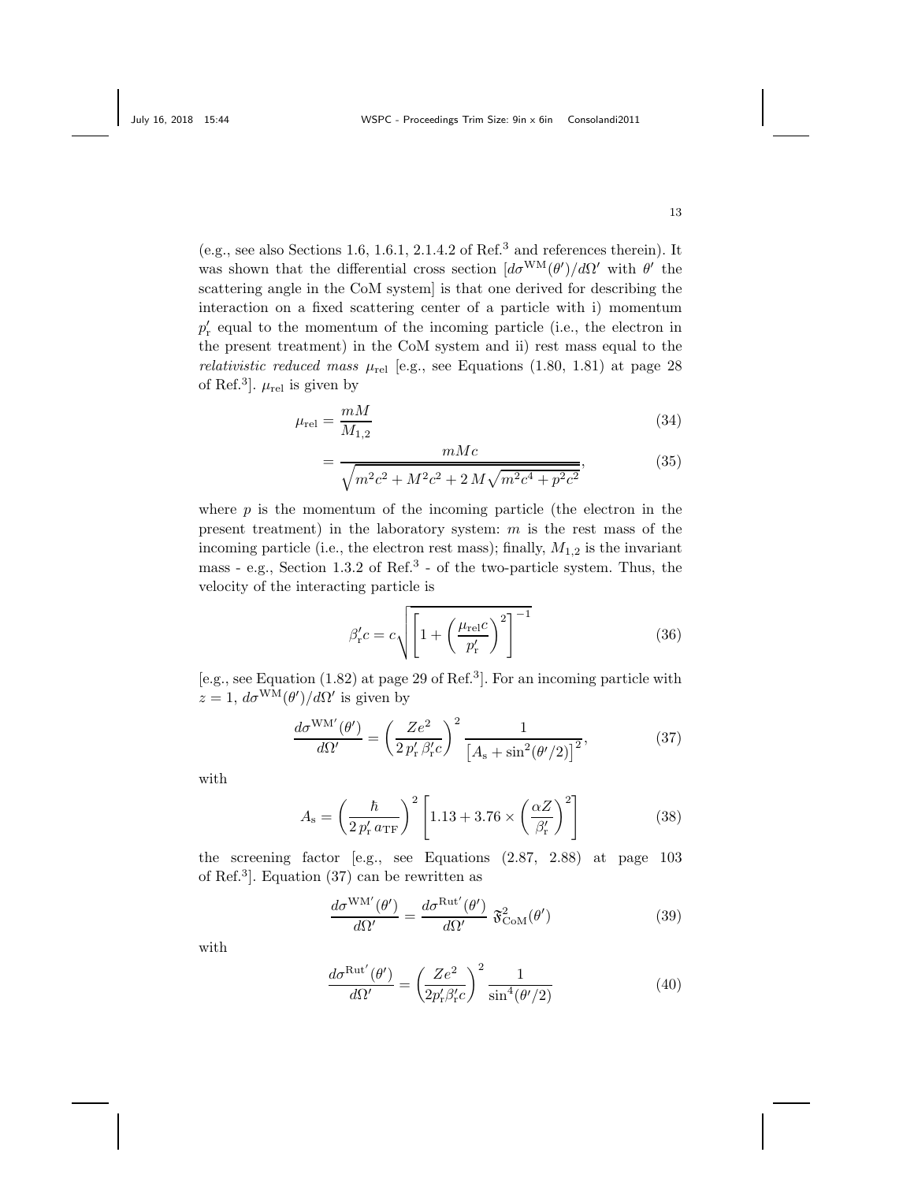(e.g., see also Sections 1.6, 1.6.1, 2.1.4.2 of Ref.[3] and references therein). It was shown that the differential cross section [$d\sigma^{\rm WM}(\theta')/d\Omega'$ with $\theta'$ the scattering angle in the CoM system] is that one derived for describing the interaction on a fixed scattering center of a particle with i) momentum $p'_{\rm r}$ equal to the momentum of the incoming particle (i.e., the electron in the present treatment) in the CoM system and ii) rest mass equal to the *relativistic reduced mass* $\mu_{\rm rel}$ [e.g., see Equations (1.80, 1.81) at page 28 of Ref.[3]]. $\mu_{\rm rel}$ is given by

$$\mu_{\rm rel} = \frac{mM}{M_{1,2}} \tag{34}$$

$$= \frac{mMc}{\sqrt{m^2c^2 + M^2c^2 + 2\,M\sqrt{m^2c^4 + p^2c^2}}}, \tag{35}$$

where $p$ is the momentum of the incoming particle (the electron in the present treatment) in the laboratory system: $m$ is the rest mass of the incoming particle (i.e., the electron rest mass); finally, $M_{1,2}$ is the invariant mass - e.g., Section 1.3.2 of Ref.[3] - of the two-particle system. Thus, the velocity of the interacting particle is

$$\beta'_{\rm r}c = c\sqrt{\left[1 + \left(\frac{\mu_{\rm rel}c}{p'_{\rm r}}\right)^2\right]^{-1}} \tag{36}$$

[e.g., see Equation (1.82) at page 29 of Ref.[3]]. For an incoming particle with $z = 1$, $d\sigma^{\rm WM}(\theta')/d\Omega'$ is given by

$$\frac{d\sigma^{\rm WM'}(\theta')}{d\Omega'} = \left(\frac{Ze^2}{2\,p'_{\rm r}\,\beta'_{\rm r}c}\right)^2 \frac{1}{\left[A_{\rm s} + \sin^2(\theta'/2)\right]^2}, \tag{37}$$

with

$$A_{\rm s} = \left(\frac{\hbar}{2\,p'_{\rm r}\,a_{\rm TF}}\right)^2 \left[1.13 + 3.76 \times \left(\frac{\alpha Z}{\beta'_{\rm r}}\right)^2\right] \tag{38}$$

the screening factor [e.g., see Equations (2.87, 2.88) at page 103 of Ref.[3]]. Equation (37) can be rewritten as

$$\frac{d\sigma^{\rm WM'}(\theta')}{d\Omega'} = \frac{d\sigma^{\rm Rut'}(\theta')}{d\Omega'}\ \mathfrak{F}^2_{\rm CoM}(\theta') \tag{39}$$

with

$$\frac{d\sigma^{\rm Rut'}(\theta')}{d\Omega'} = \left(\frac{Ze^2}{2p'_{\rm r}\beta'_{\rm r}c}\right)^2 \frac{1}{\sin^4(\theta'/2)} \tag{40}$$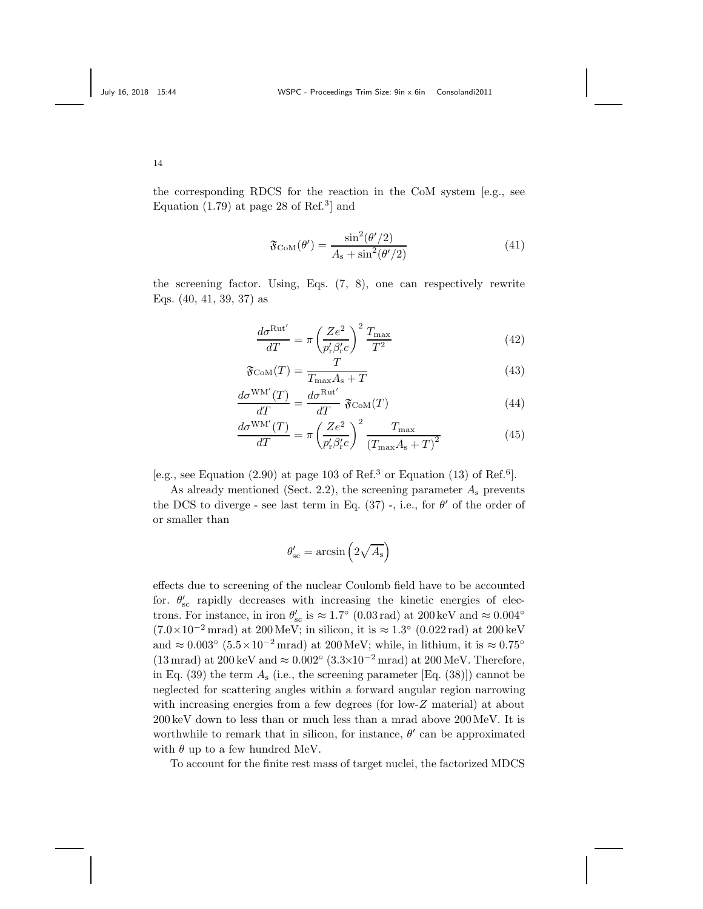the corresponding RDCS for the reaction in the CoM system [e.g., see Equation (1.79) at page 28 of Ref.[3]] and

$$\mathfrak{F}_{\rm CoM}(\theta') = \frac{\sin^2(\theta'/2)}{A_{\rm s} + \sin^2(\theta'/2)} \tag{41}$$

the screening factor. Using, Eqs. (7, 8), one can respectively rewrite Eqs. (40, 41, 39, 37) as

$$\frac{d\sigma^{\rm Rut'}}{dT} = \pi \left(\frac{Ze^2}{p'_{\rm r}\beta'_{\rm r}c}\right)^2 \frac{T_{\rm max}}{T^2} \tag{42}$$

$$\mathfrak{F}_{\rm CoM}(T) = \frac{T}{T_{\rm max}A_{\rm s} + T} \tag{43}$$

$$\frac{d\sigma^{\rm WM'}(T)}{dT} = \frac{d\sigma^{\rm Rut'}}{dT}\, \mathfrak{F}_{\rm CoM}(T) \tag{44}$$

$$\frac{d\sigma^{\rm WM'}(T)}{dT} = \pi \left(\frac{Ze^2}{p'_{\rm r}\beta'_{\rm r}c}\right)^2 \frac{T_{\rm max}}{\left(T_{\rm max}A_{\rm s} + T\right)^2} \tag{45}$$

[e.g., see Equation (2.90) at page 103 of Ref.[3] or Equation (13) of Ref.[6]].

As already mentioned (Sect. 2.2), the screening parameter $A_{\rm s}$ prevents the DCS to diverge - see last term in Eq. (37) -, i.e., for $\theta'$ of the order of or smaller than

$$\theta'_{\rm sc} = \arcsin\left(2\sqrt{A_{\rm s}}\right)$$

effects due to screening of the nuclear Coulomb field have to be accounted for. $\theta'_{\rm sc}$ rapidly decreases with increasing the kinetic energies of electrons. For instance, in iron $\theta'_{\rm sc}$ is $\approx 1.7^\circ$ (0.03 rad) at 200 keV and $\approx 0.004^\circ$ ($7.0\times10^{-2}$ mrad) at 200 MeV; in silicon, it is $\approx 1.3^\circ$ (0.022 rad) at 200 keV and $\approx 0.003^\circ$ ($5.5\times10^{-2}$ mrad) at 200 MeV; while, in lithium, it is $\approx 0.75^\circ$ (13 mrad) at 200 keV and $\approx 0.002^\circ$ ($3.3\times10^{-2}$ mrad) at 200 MeV. Therefore, in Eq. (39) the term $A_{\rm s}$ (i.e., the screening parameter [Eq. (38)]) cannot be neglected for scattering angles within a forward angular region narrowing with increasing energies from a few degrees (for low-$Z$ material) at about 200 keV down to less than or much less than a mrad above 200 MeV. It is worthwhile to remark that in silicon, for instance, $\theta'$ can be approximated with $\theta$ up to a few hundred MeV.

To account for the finite rest mass of target nuclei, the factorized MDCS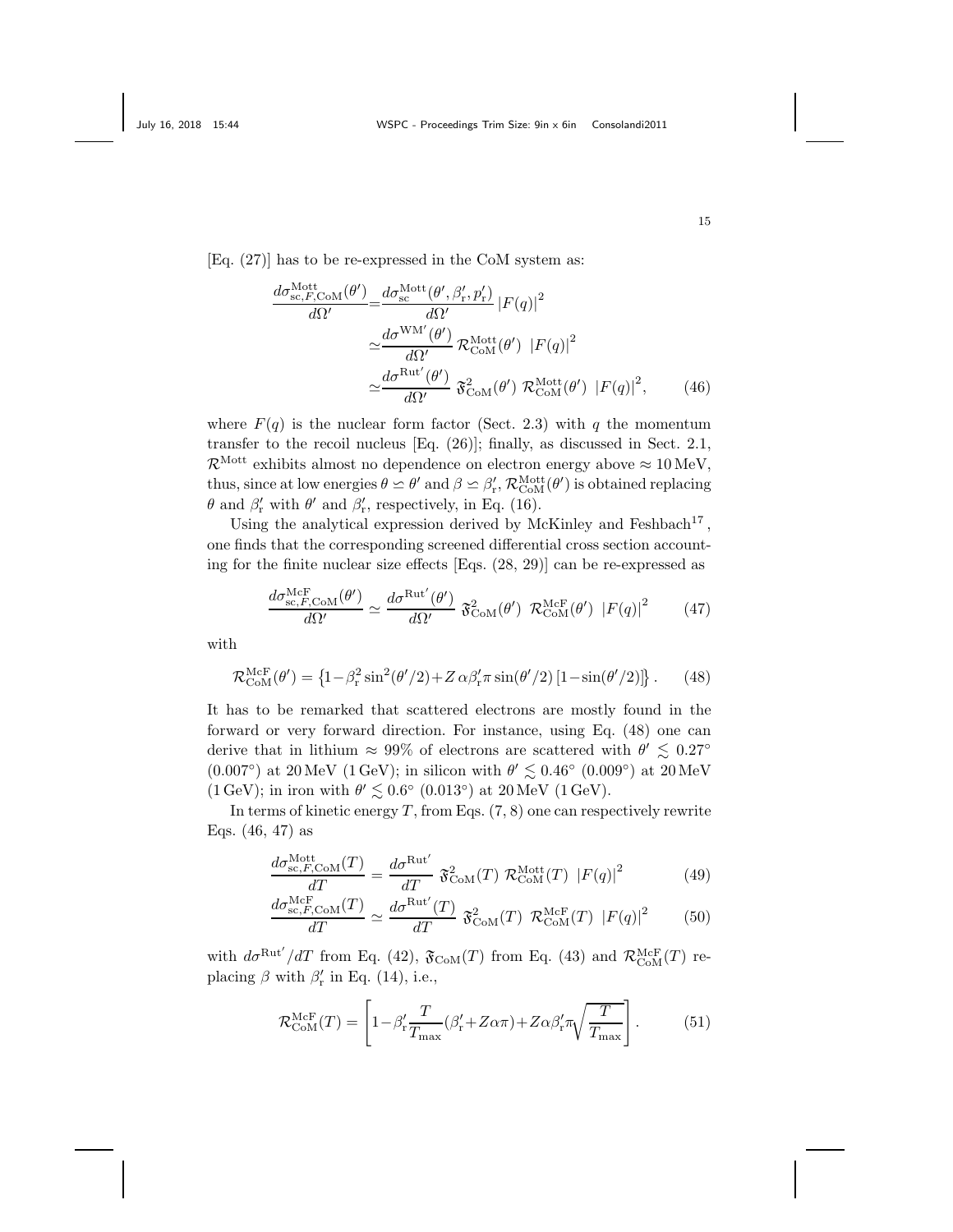[Eq. (27)] has to be re-expressed in the CoM system as:

$$
\begin{aligned}
\frac{d\sigma^{\rm Mott}_{{\rm sc},F,{\rm CoM}}(\theta')}{d\Omega'} &= \frac{d\sigma^{\rm Mott}_{\rm sc}(\theta',\beta'_{\rm r},p'_{\rm r})}{d\Omega'}\,|F(q)|^2 \\
&\simeq \frac{d\sigma^{\rm WM'}(\theta')}{d\Omega'}\,\mathcal{R}^{\rm Mott}_{\rm CoM}(\theta')\;|F(q)|^2 \\
&\simeq \frac{d\sigma^{\rm Rut'}(\theta')}{d\Omega'}\;\mathfrak{F}^2_{\rm CoM}(\theta')\;\mathcal{R}^{\rm Mott}_{\rm CoM}(\theta')\;|F(q)|^2, \qquad (46)
\end{aligned}
$$

where $F(q)$ is the nuclear form factor (Sect. 2.3) with $q$ the momentum transfer to the recoil nucleus [Eq. (26)]; finally, as discussed in Sect. 2.1, $\mathcal{R}^{\rm Mott}$ exhibits almost no dependence on electron energy above $\approx 10\,$MeV, thus, since at low energies $\theta \simeq \theta'$ and $\beta \simeq \beta'_{\rm r}$, $\mathcal{R}^{\rm Mott}_{\rm CoM}(\theta')$ is obtained replacing $\theta$ and $\beta'_{\rm r}$ with $\theta'$ and $\beta'_{\rm r}$, respectively, in Eq. (16).

Using the analytical expression derived by McKinley and Feshbach[17], one finds that the corresponding screened differential cross section accounting for the finite nuclear size effects [Eqs. (28, 29)] can be re-expressed as

$$
\frac{d\sigma^{\rm McF}_{{\rm sc},F,{\rm CoM}}(\theta')}{d\Omega'} \simeq \frac{d\sigma^{\rm Rut'}(\theta')}{d\Omega'}\;\mathfrak{F}^2_{\rm CoM}(\theta')\;\mathcal{R}^{\rm McF}_{\rm CoM}(\theta')\;|F(q)|^2 \qquad (47)
$$

with

$$
\mathcal{R}^{\rm McF}_{\rm CoM}(\theta') = \left\{1-\beta_{\rm r}^2\sin^2(\theta'/2)+Z\,\alpha\beta'_{\rm r}\pi\sin(\theta'/2)\,[1-\sin(\theta'/2)]\right\}. \qquad (48)
$$

It has to be remarked that scattered electrons are mostly found in the forward or very forward direction. For instance, using Eq. (48) one can derive that in lithium $\approx 99\%$ of electrons are scattered with $\theta' \lesssim 0.27^\circ$ ($0.007^\circ$) at $20\,$MeV ($1\,$GeV); in silicon with $\theta' \lesssim 0.46^\circ$ ($0.009^\circ$) at $20\,$MeV ($1\,$GeV); in iron with $\theta' \lesssim 0.6^\circ$ ($0.013^\circ$) at $20\,$MeV ($1\,$GeV).

In terms of kinetic energy $T$, from Eqs. (7, 8) one can respectively rewrite Eqs. (46, 47) as

$$
\frac{d\sigma^{\rm Mott}_{{\rm sc},F,{\rm CoM}}(T)}{dT} = \frac{d\sigma^{\rm Rut'}}{dT}\;\mathfrak{F}^2_{\rm CoM}(T)\;\mathcal{R}^{\rm Mott}_{\rm CoM}(T)\;|F(q)|^2 \qquad (49)
$$

$$
\frac{d\sigma^{\rm McF}_{{\rm sc},F,{\rm CoM}}(T)}{dT} \simeq \frac{d\sigma^{\rm Rut'}(T)}{dT}\;\mathfrak{F}^2_{\rm CoM}(T)\;\mathcal{R}^{\rm McF}_{\rm CoM}(T)\;|F(q)|^2 \qquad (50)
$$

with $d\sigma^{\rm Rut'}/dT$ from Eq. (42), $\mathfrak{F}_{\rm CoM}(T)$ from Eq. (43) and $\mathcal{R}^{\rm McF}_{\rm CoM}(T)$ replacing $\beta$ with $\beta'_{\rm r}$ in Eq. (14), i.e.,

$$
\mathcal{R}^{\rm McF}_{\rm CoM}(T) = \left[1-\beta'_{\rm r}\frac{T}{T_{\rm max}}(\beta'_{\rm r}+Z\alpha\pi)+Z\alpha\beta'_{\rm r}\pi\sqrt{\frac{T}{T_{\rm max}}}\right]. \qquad (51)
$$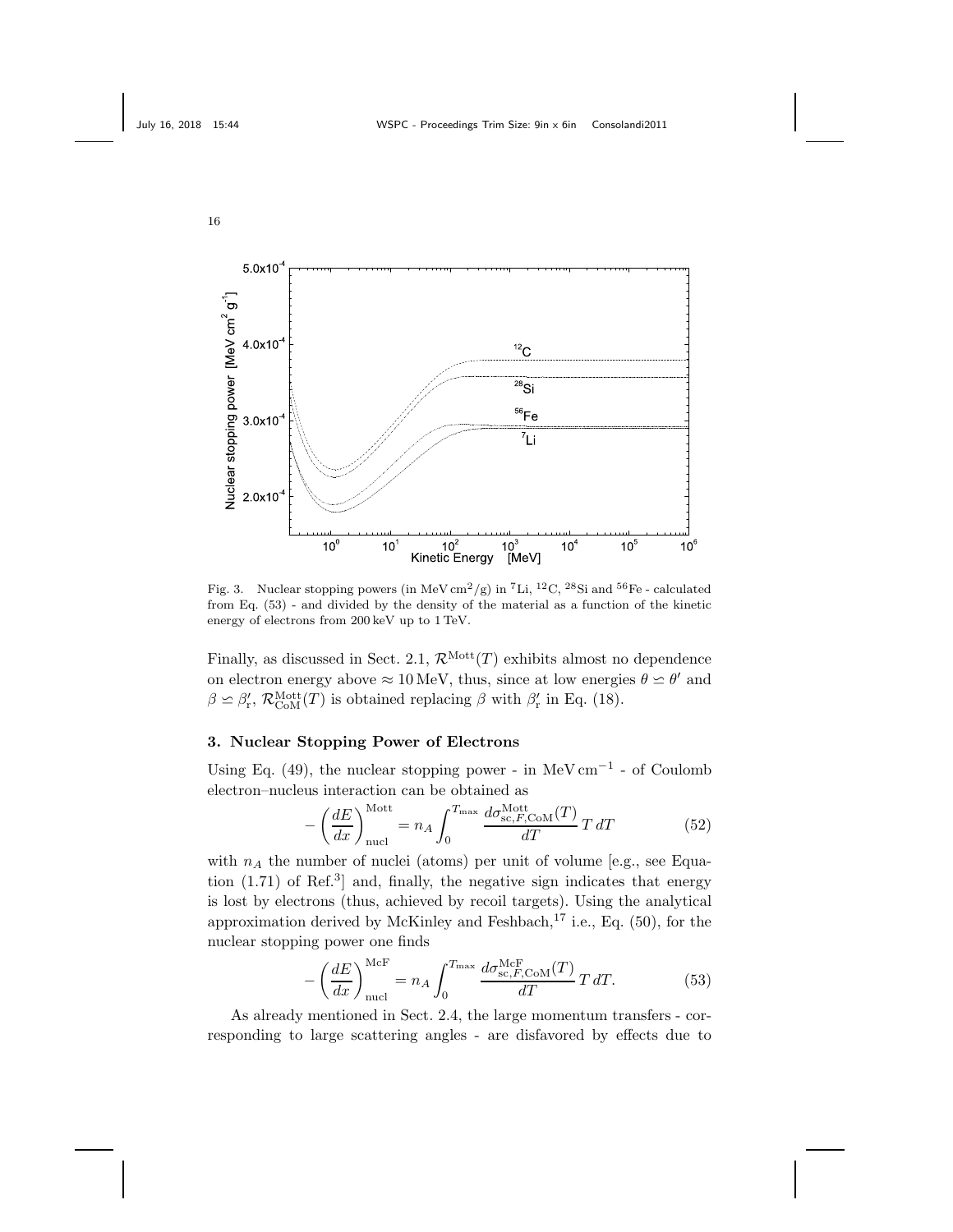Nuclear stopping power [MeV cm$^2$ g$^{-1}$]

5.0x10$^{-4}$

4.0x10$^{-4}$

3.0x10$^{-4}$

2.0x10$^{-4}$

$^{12}$C

$^{28}$Si

$^{56}$Fe

$^{7}$Li

10$^0$ 10$^1$ 10$^2$ 10$^3$ 10$^4$ 10$^5$ 10$^6$

Kinetic Energy [MeV]

Fig. 3. Nuclear stopping powers (in MeV cm$^2$/g) in $^7$Li, $^{12}$C, $^{28}$Si and $^{56}$Fe - calculated from Eq. (53) - and divided by the density of the material as a function of the kinetic energy of electrons from 200 keV up to 1 TeV.

Finally, as discussed in Sect. 2.1, $\mathcal{R}^{\rm Mott}(T)$ exhibits almost no dependence on electron energy above $\approx 10$ MeV, thus, since at low energies $\theta \simeq \theta'$ and $\beta \simeq \beta'_{\rm r}$, $\mathcal{R}^{\rm Mott}_{\rm CoM}(T)$ is obtained replacing $\beta$ with $\beta'_{\rm r}$ in Eq. (18).

## 3. Nuclear Stopping Power of Electrons

Using Eq. (49), the nuclear stopping power - in MeV cm$^{-1}$ - of Coulomb electron–nucleus interaction can be obtained as

$$-\left(\frac{dE}{dx}\right)^{\rm Mott}_{\rm nucl} = n_A \int_0^{T_{\rm max}} \frac{d\sigma^{\rm Mott}_{{\rm sc},F,{\rm CoM}}(T)}{dT}\, T\, dT \qquad (52)$$

with $n_A$ the number of nuclei (atoms) per unit of volume [e.g., see Equation (1.71) of Ref.[3]] and, finally, the negative sign indicates that energy is lost by electrons (thus, achieved by recoil targets). Using the analytical approximation derived by McKinley and Feshbach,[17] i.e., Eq. (50), for the nuclear stopping power one finds

$$-\left(\frac{dE}{dx}\right)^{\rm McF}_{\rm nucl} = n_A \int_0^{T_{\rm max}} \frac{d\sigma^{\rm McF}_{{\rm sc},F,{\rm CoM}}(T)}{dT}\, T\, dT. \qquad (53)$$

As already mentioned in Sect. 2.4, the large momentum transfers - corresponding to large scattering angles - are disfavored by effects due to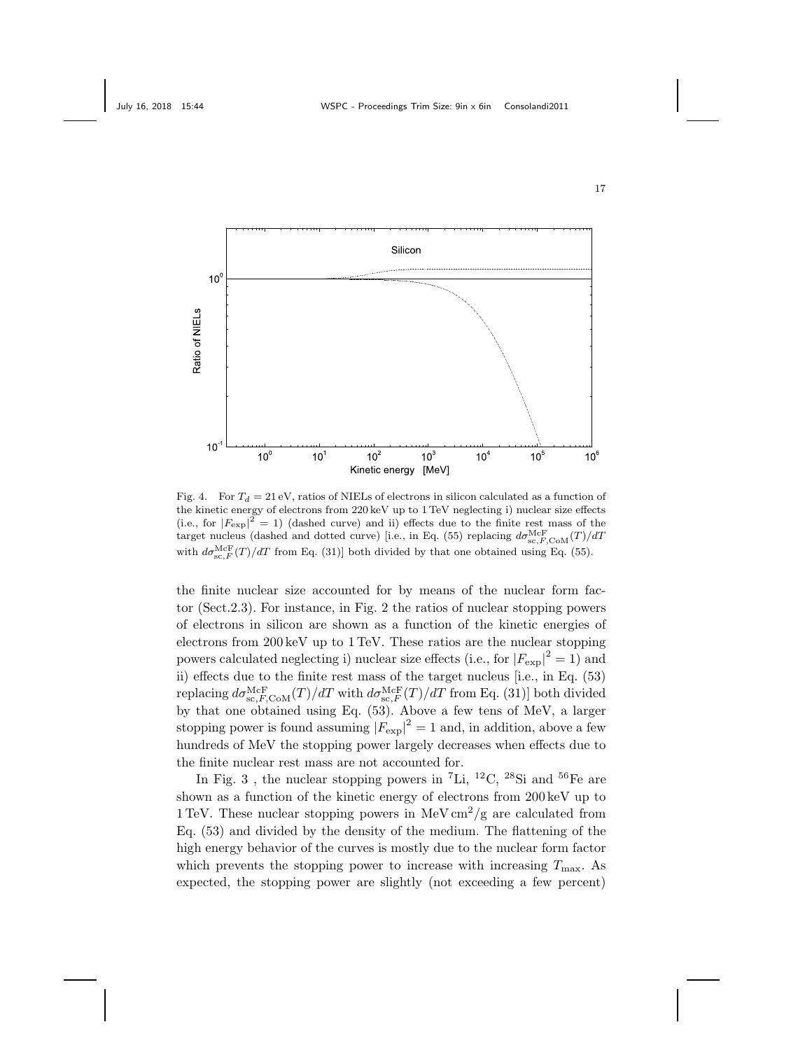Silicon

Ratio of NIELs

$10^0$

$10^{-1}$

$10^0$ $10^1$ $10^2$ $10^3$ $10^4$ $10^5$ $10^6$

Kinetic energy [MeV]

Fig. 4. For $T_d = 21\,\text{eV}$, ratios of NIELs of electrons in silicon calculated as a function of the kinetic energy of electrons from 220 keV up to 1 TeV neglecting i) nuclear size effects (i.e., for $|F_{\text{exp}}|^2 = 1$) (dashed curve) and ii) effects due to the finite rest mass of the target nucleus (dashed and dotted curve) [i.e., in Eq. (55) replacing $d\sigma^{\text{McF}}_{\text{sc},F,\text{CoM}}(T)/dT$ with $d\sigma^{\text{McF}}_{\text{sc},F}(T)/dT$ from Eq. (31)] both divided by that one obtained using Eq. (55).

the finite nuclear size accounted for by means of the nuclear form factor (Sect.2.3). For instance, in Fig. 2 the ratios of nuclear stopping powers of electrons in silicon are shown as a function of the kinetic energies of electrons from 200 keV up to 1 TeV. These ratios are the nuclear stopping powers calculated neglecting i) nuclear size effects (i.e., for $|F_{\text{exp}}|^2 = 1$) and ii) effects due to the finite rest mass of the target nucleus [i.e., in Eq. (53) replacing $d\sigma^{\text{McF}}_{\text{sc},F,\text{CoM}}(T)/dT$ with $d\sigma^{\text{McF}}_{\text{sc},F}(T)/dT$ from Eq. (31)] both divided by that one obtained using Eq. (53). Above a few tens of MeV, a larger stopping power is found assuming $|F_{\text{exp}}|^2 = 1$ and, in addition, above a few hundreds of MeV the stopping power largely decreases when effects due to the finite nuclear rest mass are not accounted for.

In Fig. 3 , the nuclear stopping powers in $^7$Li, $^{12}$C, $^{28}$Si and $^{56}$Fe are shown as a function of the kinetic energy of electrons from 200 keV up to 1 TeV. These nuclear stopping powers in $\text{MeV}\,\text{cm}^2/\text{g}$ are calculated from Eq. (53) and divided by the density of the medium. The flattening of the high energy behavior of the curves is mostly due to the nuclear form factor which prevents the stopping power to increase with increasing $T_{\max}$. As expected, the stopping power are slightly (not exceeding a few percent)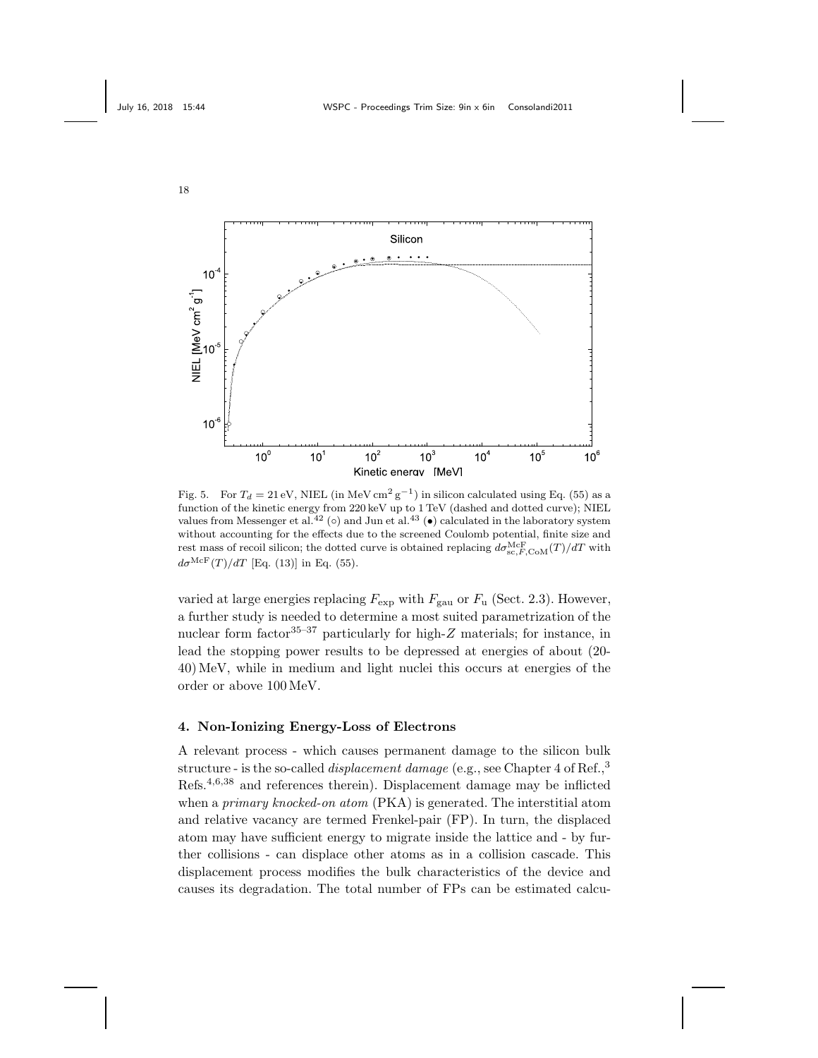Silicon

NIEL [MeV cm$^2$ g$^{-1}$]

$10^{-4}$

$10^{-5}$

$10^{-6}$

$10^0$ $10^1$ $10^2$ $10^3$ $10^4$ $10^5$ $10^6$

Kinetic energy [MeV]

Fig. 5. For $T_d = 21$ eV, NIEL (in MeV cm$^2$ g$^{-1}$) in silicon calculated using Eq. (55) as a function of the kinetic energy from 220 keV up to 1 TeV (dashed and dotted curve); NIEL values from Messenger et al.[42] (○) and Jun et al.[43] (●) calculated in the laboratory system without accounting for the effects due to the screened Coulomb potential, finite size and rest mass of recoil silicon; the dotted curve is obtained replacing $d\sigma^{\mathrm{McF}}_{\mathrm{sc},F,\mathrm{CoM}}(T)/dT$ with $d\sigma^{\mathrm{McF}}(T)/dT$ [Eq. (13)] in Eq. (55).

varied at large energies replacing $F_{\mathrm{exp}}$ with $F_{\mathrm{gau}}$ or $F_{\mathrm{u}}$ (Sect. 2.3). However, a further study is needed to determine a most suited parametrization of the nuclear form factor[35–37] particularly for high-$Z$ materials; for instance, in lead the stopping power results to be depressed at energies of about (20-40) MeV, while in medium and light nuclei this occurs at energies of the order or above 100 MeV.

## 4. Non-Ionizing Energy-Loss of Electrons

A relevant process - which causes permanent damage to the silicon bulk structure - is the so-called *displacement damage* (e.g., see Chapter 4 of Ref.,[3] Refs.[4,6,38] and references therein). Displacement damage may be inflicted when a *primary knocked-on atom* (PKA) is generated. The interstitial atom and relative vacancy are termed Frenkel-pair (FP). In turn, the displaced atom may have sufficient energy to migrate inside the lattice and - by further collisions - can displace other atoms as in a collision cascade. This displacement process modifies the bulk characteristics of the device and causes its degradation. The total number of FPs can be estimated calcu-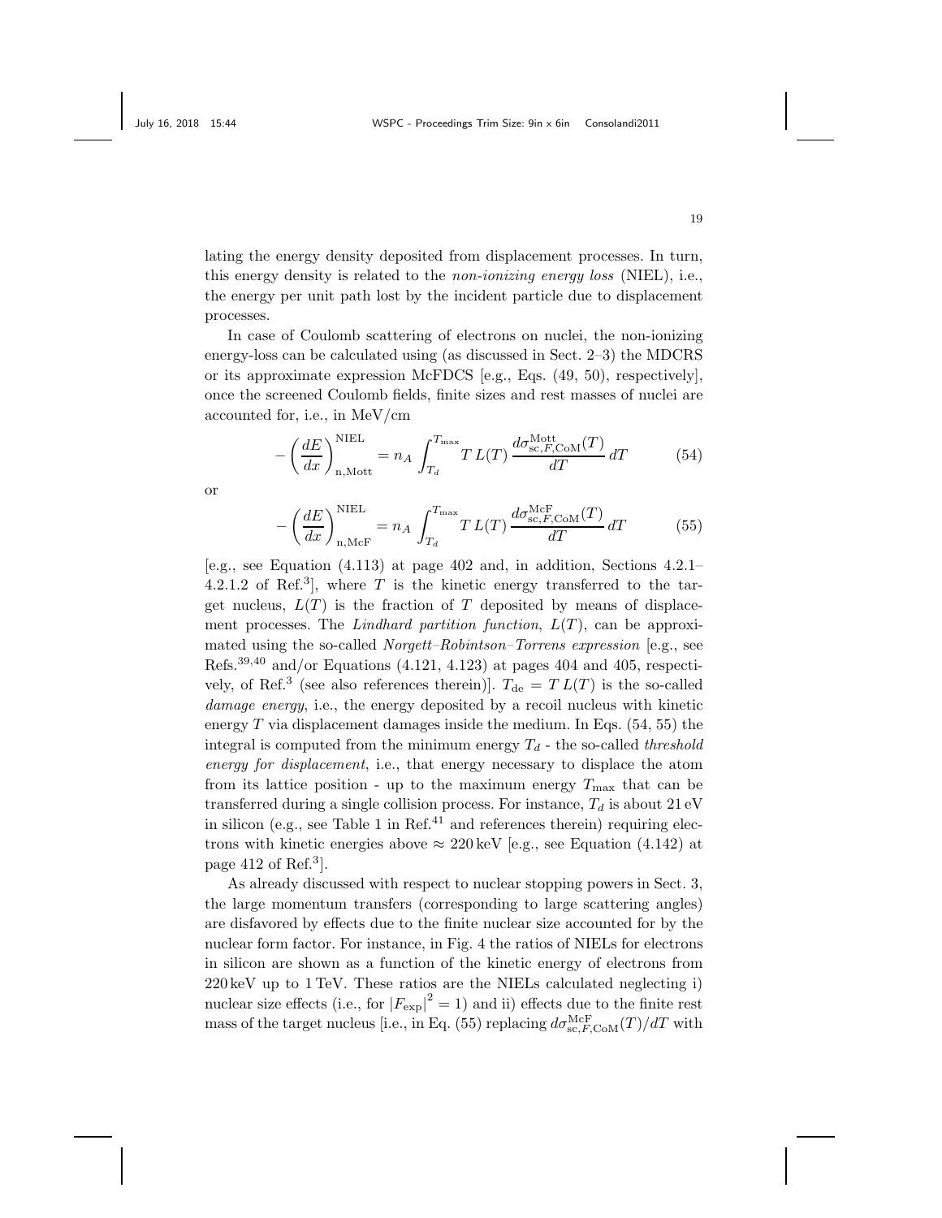lating the energy density deposited from displacement processes. In turn, this energy density is related to the *non-ionizing energy loss* (NIEL), i.e., the energy per unit path lost by the incident particle due to displacement processes.

In case of Coulomb scattering of electrons on nuclei, the non-ionizing energy-loss can be calculated using (as discussed in Sect. 2–3) the MDCRS or its approximate expression McFDCS [e.g., Eqs. (49, 50), respectively], once the screened Coulomb fields, finite sizes and rest masses of nuclei are accounted for, i.e., in MeV/cm

$$-\left(\frac{dE}{dx}\right)^{\rm NIEL}_{\rm n,Mott} = n_A \int_{T_d}^{T_{\max}} T\,L(T)\,\frac{d\sigma^{\rm Mott}_{{\rm sc},F,{\rm CoM}}(T)}{dT}\,dT \qquad (54)$$

or

$$-\left(\frac{dE}{dx}\right)^{\rm NIEL}_{\rm n,McF} = n_A \int_{T_d}^{T_{\max}} T\,L(T)\,\frac{d\sigma^{\rm McF}_{{\rm sc},F,{\rm CoM}}(T)}{dT}\,dT \qquad (55)$$

[e.g., see Equation (4.113) at page 402 and, in addition, Sections 4.2.1–4.2.1.2 of Ref.[3]], where $T$ is the kinetic energy transferred to the target nucleus, $L(T)$ is the fraction of $T$ deposited by means of displacement processes. The *Lindhard partition function*, $L(T)$, can be approximated using the so-called *Norgett–Robintson–Torrens expression* [e.g., see Refs.[39,40] and/or Equations (4.121, 4.123) at pages 404 and 405, respectively, of Ref.[3] (see also references therein)]. $T_{\rm de} = T\,L(T)$ is the so-called *damage energy*, i.e., the energy deposited by a recoil nucleus with kinetic energy $T$ via displacement damages inside the medium. In Eqs. (54, 55) the integral is computed from the minimum energy $T_d$ - the so-called *threshold energy for displacement*, i.e., that energy necessary to displace the atom from its lattice position - up to the maximum energy $T_{\max}$ that can be transferred during a single collision process. For instance, $T_d$ is about 21 eV in silicon (e.g., see Table 1 in Ref.[41] and references therein) requiring electrons with kinetic energies above $\approx 220$ keV [e.g., see Equation (4.142) at page 412 of Ref.[3]].

As already discussed with respect to nuclear stopping powers in Sect. 3, the large momentum transfers (corresponding to large scattering angles) are disfavored by effects due to the finite nuclear size accounted for by the nuclear form factor. For instance, in Fig. 4 the ratios of NIELs for electrons in silicon are shown as a function of the kinetic energy of electrons from 220 keV up to 1 TeV. These ratios are the NIELs calculated neglecting i) nuclear size effects (i.e., for $|F_{\rm exp}|^2 = 1$) and ii) effects due to the finite rest mass of the target nucleus [i.e., in Eq. (55) replacing $d\sigma^{\rm McF}_{{\rm sc},F,{\rm CoM}}(T)/dT$ with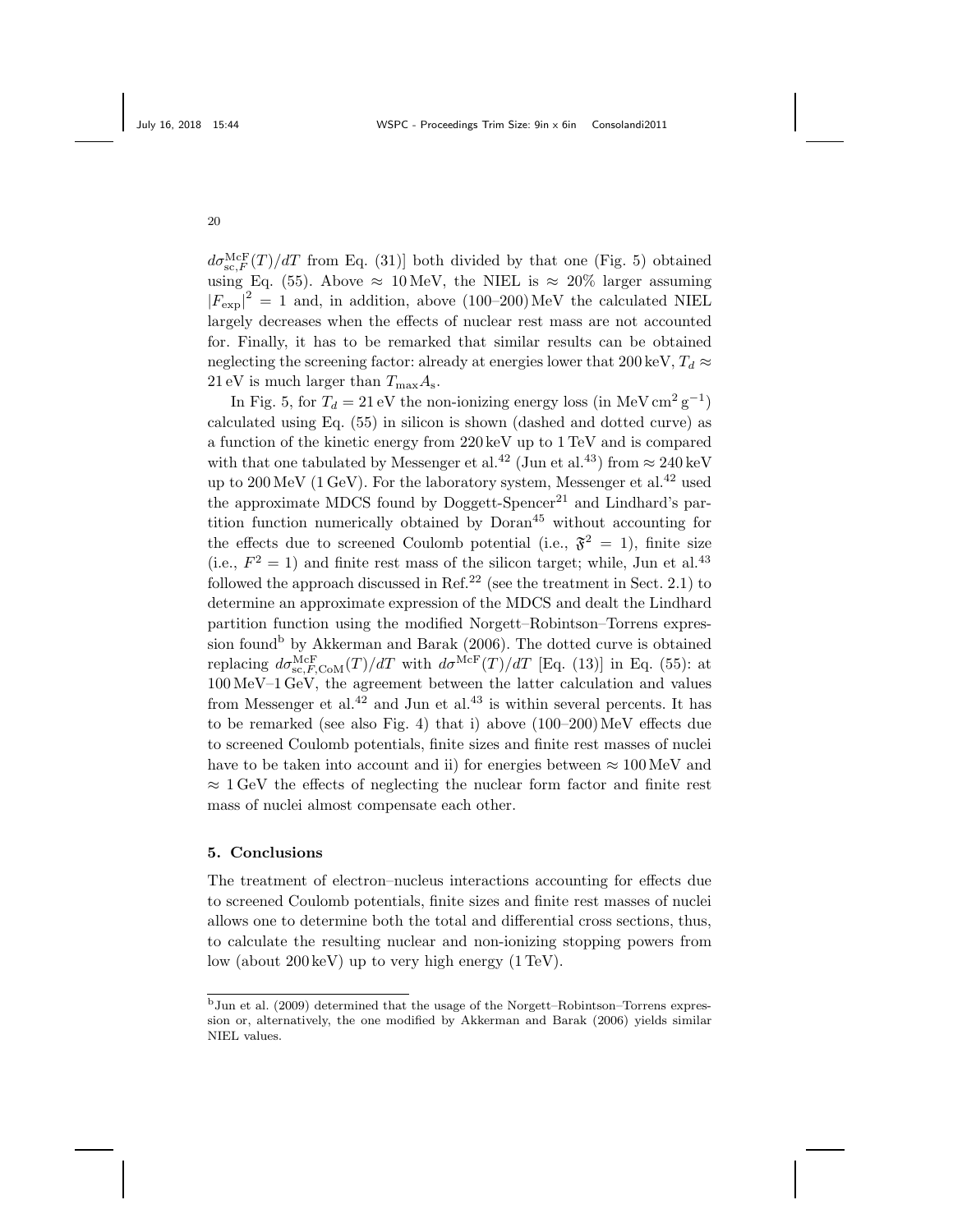$d\sigma^{\rm McF}_{{\rm sc},F}(T)/dT$ from Eq. (31)] both divided by that one (Fig. 5) obtained using Eq. (55). Above $\approx 10\,{\rm MeV}$, the NIEL is $\approx 20\%$ larger assuming $|F_{\rm exp}|^2 = 1$ and, in addition, above (100–200) MeV the calculated NIEL largely decreases when the effects of nuclear rest mass are not accounted for. Finally, it has to be remarked that similar results can be obtained neglecting the screening factor: already at energies lower that 200 keV, $T_d \approx 21\,{\rm eV}$ is much larger than $T_{\max} A_{\rm s}$.

In Fig. 5, for $T_d = 21\,{\rm eV}$ the non-ionizing energy loss (in ${\rm MeV\,cm^2\,g^{-1}}$) calculated using Eq. (55) in silicon is shown (dashed and dotted curve) as a function of the kinetic energy from 220 keV up to 1 TeV and is compared with that one tabulated by Messenger et al.[42] (Jun et al.[43]) from $\approx 240\,{\rm keV}$ up to 200 MeV (1 GeV). For the laboratory system, Messenger et al.[42] used the approximate MDCS found by Doggett-Spencer[21] and Lindhard's partition function numerically obtained by Doran[45] without accounting for the effects due to screened Coulomb potential (i.e., $\mathfrak{F}^2 = 1$), finite size (i.e., $F^2 = 1$) and finite rest mass of the silicon target; while, Jun et al.[43] followed the approach discussed in Ref.[22] (see the treatment in Sect. 2.1) to determine an approximate expression of the MDCS and dealt the Lindhard partition function using the modified Norgett–Robintson–Torrens expression found[b] by Akkerman and Barak (2006). The dotted curve is obtained replacing $d\sigma^{\rm McF}_{{\rm sc},F,{\rm CoM}}(T)/dT$ with $d\sigma^{\rm McF}(T)/dT$ [Eq. (13)] in Eq. (55): at 100 MeV–1 GeV, the agreement between the latter calculation and values from Messenger et al.[42] and Jun et al.[43] is within several percents. It has to be remarked (see also Fig. 4) that i) above (100–200) MeV effects due to screened Coulomb potentials, finite sizes and finite rest masses of nuclei have to be taken into account and ii) for energies between $\approx 100\,{\rm MeV}$ and $\approx 1\,{\rm GeV}$ the effects of neglecting the nuclear form factor and finite rest mass of nuclei almost compensate each other.

## 5. Conclusions

The treatment of electron–nucleus interactions accounting for effects due to screened Coulomb potentials, finite sizes and finite rest masses of nuclei allows one to determine both the total and differential cross sections, thus, to calculate the resulting nuclear and non-ionizing stopping powers from low (about 200 keV) up to very high energy (1 TeV).

---

[b] Jun et al. (2009) determined that the usage of the Norgett–Robintson–Torrens expression or, alternatively, the one modified by Akkerman and Barak (2006) yields similar NIEL values.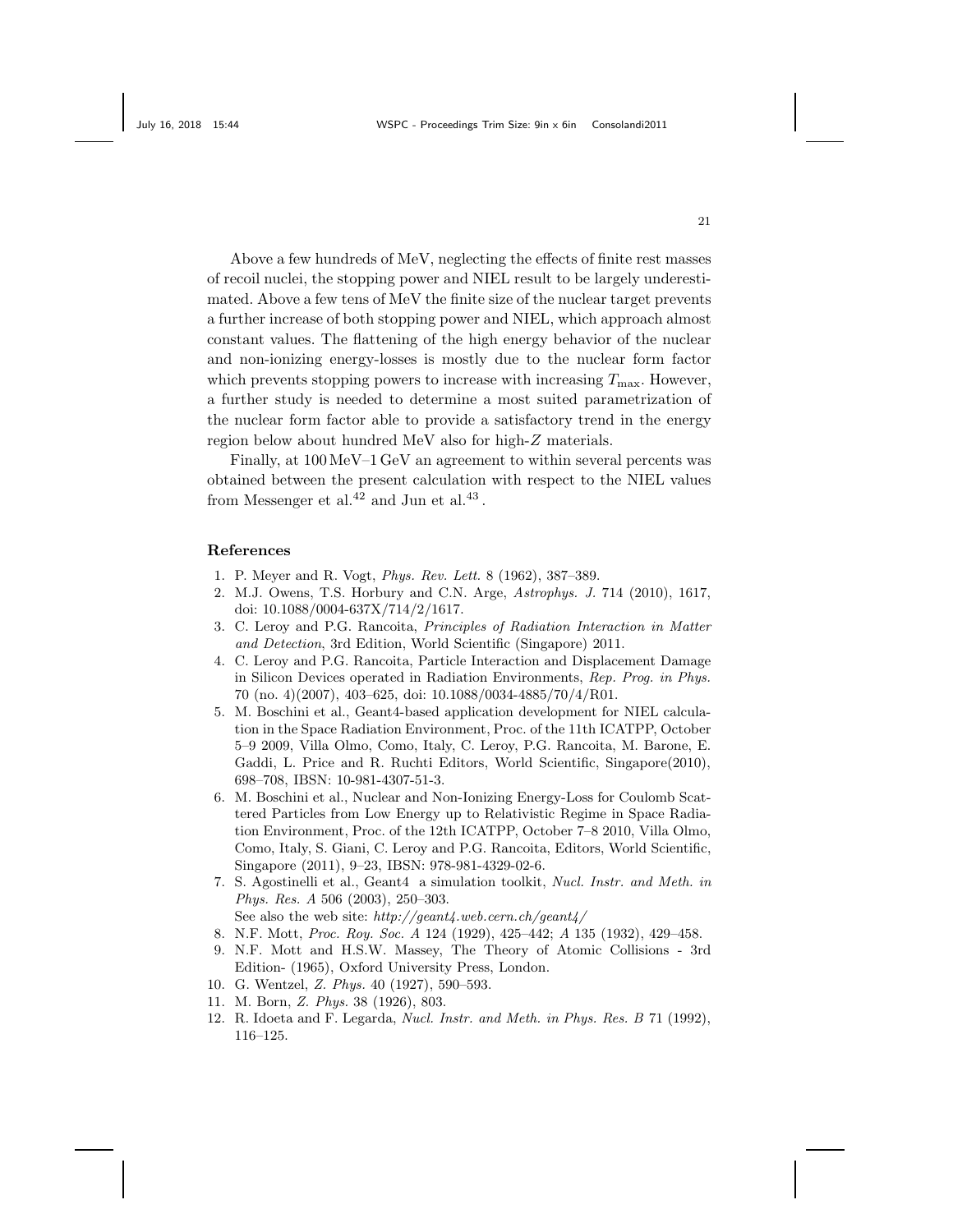Above a few hundreds of MeV, neglecting the effects of finite rest masses of recoil nuclei, the stopping power and NIEL result to be largely underestimated. Above a few tens of MeV the finite size of the nuclear target prevents a further increase of both stopping power and NIEL, which approach almost constant values. The flattening of the high energy behavior of the nuclear and non-ionizing energy-losses is mostly due to the nuclear form factor which prevents stopping powers to increase with increasing $T_{\max}$. However, a further study is needed to determine a most suited parametrization of the nuclear form factor able to provide a satisfactory trend in the energy region below about hundred MeV also for high-$Z$ materials.

Finally, at 100 MeV–1 GeV an agreement to within several percents was obtained between the present calculation with respect to the NIEL values from Messenger et al.[42] and Jun et al.[43].

## References

1. P. Meyer and R. Vogt, *Phys. Rev. Lett.* 8 (1962), 387–389.
2. M.J. Owens, T.S. Horbury and C.N. Arge, *Astrophys. J.* 714 (2010), 1617, doi: 10.1088/0004-637X/714/2/1617.
3. C. Leroy and P.G. Rancoita, *Principles of Radiation Interaction in Matter and Detection*, 3rd Edition, World Scientific (Singapore) 2011.
4. C. Leroy and P.G. Rancoita, Particle Interaction and Displacement Damage in Silicon Devices operated in Radiation Environments, *Rep. Prog. in Phys.* 70 (no. 4)(2007), 403–625, doi: 10.1088/0034-4885/70/4/R01.
5. M. Boschini et al., Geant4-based application development for NIEL calculation in the Space Radiation Environment, Proc. of the 11th ICATPP, October 5–9 2009, Villa Olmo, Como, Italy, C. Leroy, P.G. Rancoita, M. Barone, E. Gaddi, L. Price and R. Ruchti Editors, World Scientific, Singapore(2010), 698–708, IBSN: 10-981-4307-51-3.
6. M. Boschini et al., Nuclear and Non-Ionizing Energy-Loss for Coulomb Scattered Particles from Low Energy up to Relativistic Regime in Space Radiation Environment, Proc. of the 12th ICATPP, October 7–8 2010, Villa Olmo, Como, Italy, S. Giani, C. Leroy and P.G. Rancoita, Editors, World Scientific, Singapore (2011), 9–23, IBSN: 978-981-4329-02-6.
7. S. Agostinelli et al., Geant4 a simulation toolkit, *Nucl. Instr. and Meth. in Phys. Res. A* 506 (2003), 250–303.
   See also the web site: *http://geant4.web.cern.ch/geant4/*
8. N.F. Mott, *Proc. Roy. Soc. A* 124 (1929), 425–442; *A* 135 (1932), 429–458.
9. N.F. Mott and H.S.W. Massey, The Theory of Atomic Collisions - 3rd Edition- (1965), Oxford University Press, London.
10. G. Wentzel, *Z. Phys.* 40 (1927), 590–593.
11. M. Born, *Z. Phys.* 38 (1926), 803.
12. R. Idoeta and F. Legarda, *Nucl. Instr. and Meth. in Phys. Res. B* 71 (1992), 116–125.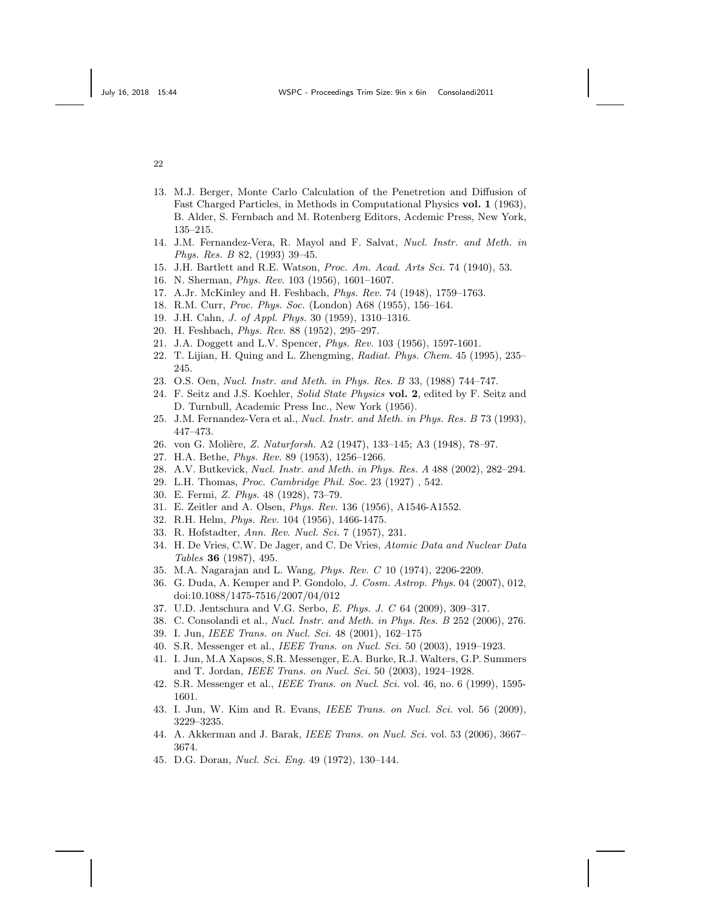13. M.J. Berger, Monte Carlo Calculation of the Penetretion and Diffusion of Fast Charged Particles, in Methods in Computational Physics **vol. 1** (1963), B. Alder, S. Fernbach and M. Rotenberg Editors, Acdemic Press, New York, 135–215.
14. J.M. Fernandez-Vera, R. Mayol and F. Salvat, *Nucl. Instr. and Meth. in Phys. Res. B* 82, (1993) 39–45.
15. J.H. Bartlett and R.E. Watson, *Proc. Am. Acad. Arts Sci.* 74 (1940), 53.
16. N. Sherman, *Phys. Rev.* 103 (1956), 1601–1607.
17. A.Jr. McKinley and H. Feshbach, *Phys. Rev.* 74 (1948), 1759–1763.
18. R.M. Curr, *Proc. Phys. Soc.* (London) A68 (1955), 156–164.
19. J.H. Cahn, *J. of Appl. Phys.* 30 (1959), 1310–1316.
20. H. Feshbach, *Phys. Rev.* 88 (1952), 295–297.
21. J.A. Doggett and L.V. Spencer, *Phys. Rev.* 103 (1956), 1597-1601.
22. T. Lijian, H. Quing and L. Zhengming, *Radiat. Phys. Chem.* 45 (1995), 235–245.
23. O.S. Oen, *Nucl. Instr. and Meth. in Phys. Res. B* 33, (1988) 744–747.
24. F. Seitz and J.S. Koehler, *Solid State Physics* **vol. 2**, edited by F. Seitz and D. Turnbull, Academic Press Inc., New York (1956).
25. J.M. Fernandez-Vera et al., *Nucl. Instr. and Meth. in Phys. Res. B* 73 (1993), 447–473.
26. von G. Molière, *Z. Naturforsh.* A2 (1947), 133–145; A3 (1948), 78–97.
27. H.A. Bethe, *Phys. Rev.* 89 (1953), 1256–1266.
28. A.V. Butkevick, *Nucl. Instr. and Meth. in Phys. Res. A* 488 (2002), 282–294.
29. L.H. Thomas, *Proc. Cambridge Phil. Soc.* 23 (1927) , 542.
30. E. Fermi, *Z. Phys.* 48 (1928), 73–79.
31. E. Zeitler and A. Olsen, *Phys. Rev.* 136 (1956), A1546-A1552.
32. R.H. Helm, *Phys. Rev.* 104 (1956), 1466-1475.
33. R. Hofstadter, *Ann. Rev. Nucl. Sci.* 7 (1957), 231.
34. H. De Vries, C.W. De Jager, and C. De Vries, *Atomic Data and Nuclear Data Tables* **36** (1987), 495.
35. M.A. Nagarajan and L. Wang, *Phys. Rev. C* 10 (1974), 2206-2209.
36. G. Duda, A. Kemper and P. Gondolo, *J. Cosm. Astrop. Phys.* 04 (2007), 012, doi:10.1088/1475-7516/2007/04/012
37. U.D. Jentschura and V.G. Serbo, *E. Phys. J. C* 64 (2009), 309–317.
38. C. Consolandi et al., *Nucl. Instr. and Meth. in Phys. Res. B* 252 (2006), 276.
39. I. Jun, *IEEE Trans. on Nucl. Sci.* 48 (2001), 162–175
40. S.R. Messenger et al., *IEEE Trans. on Nucl. Sci.* 50 (2003), 1919–1923.
41. I. Jun, M.A Xapsos, S.R. Messenger, E.A. Burke, R.J. Walters, G.P. Summers and T. Jordan, *IEEE Trans. on Nucl. Sci.* 50 (2003), 1924–1928.
42. S.R. Messenger et al., *IEEE Trans. on Nucl. Sci.* vol. 46, no. 6 (1999), 1595-1601.
43. I. Jun, W. Kim and R. Evans, *IEEE Trans. on Nucl. Sci.* vol. 56 (2009), 3229–3235.
44. A. Akkerman and J. Barak, *IEEE Trans. on Nucl. Sci.* vol. 53 (2006), 3667–3674.
45. D.G. Doran, *Nucl. Sci. Eng.* 49 (1972), 130–144.